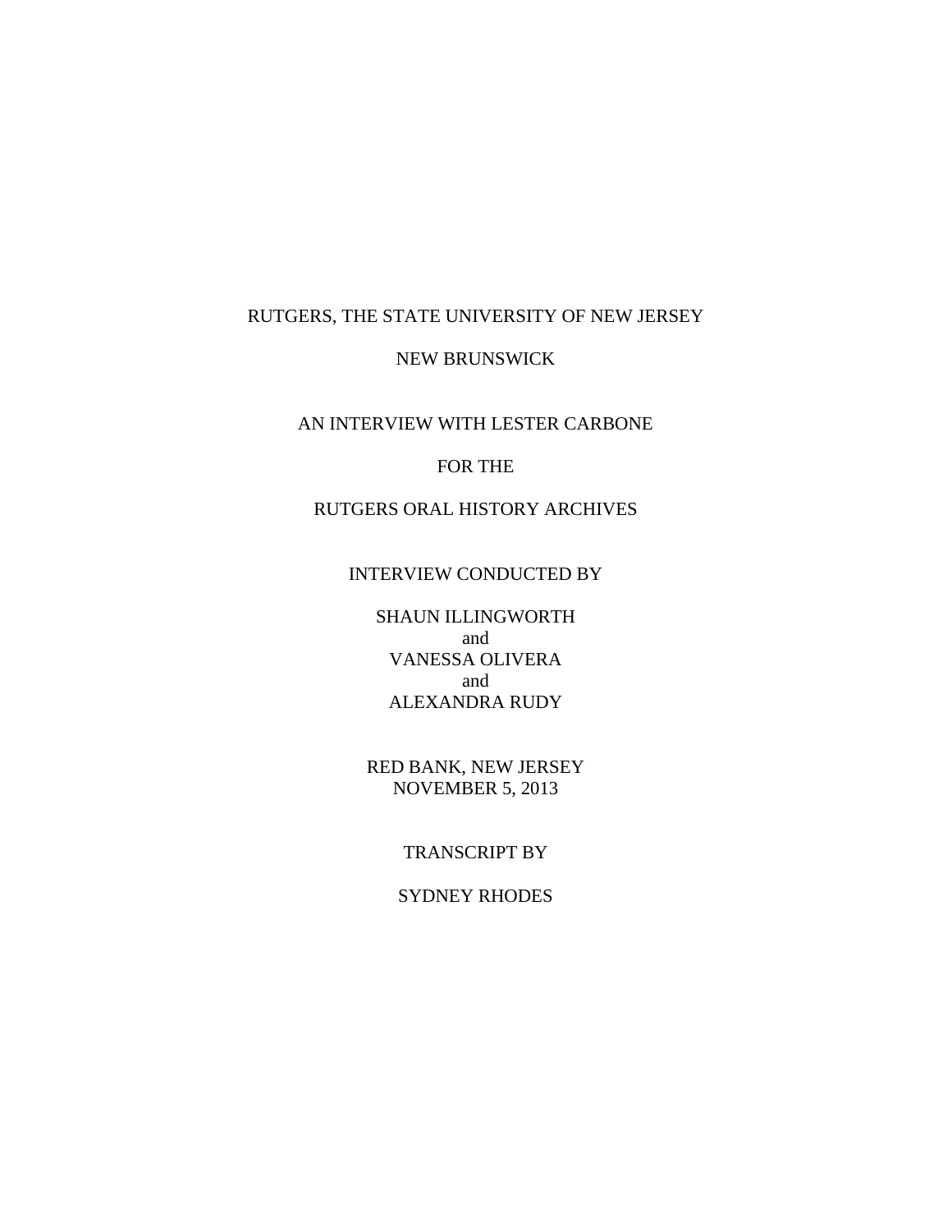RUTGERS, THE STATE UNIVERSITY OF NEW JERSEY

NEW BRUNSWICK

AN INTERVIEW WITH LESTER CARBONE

FOR THE

RUTGERS ORAL HISTORY ARCHIVES

INTERVIEW CONDUCTED BY

SHAUN ILLINGWORTH
and
VANESSA OLIVERA
and
ALEXANDRA RUDY

RED BANK, NEW JERSEY
NOVEMBER 5, 2013

TRANSCRIPT BY

SYDNEY RHODES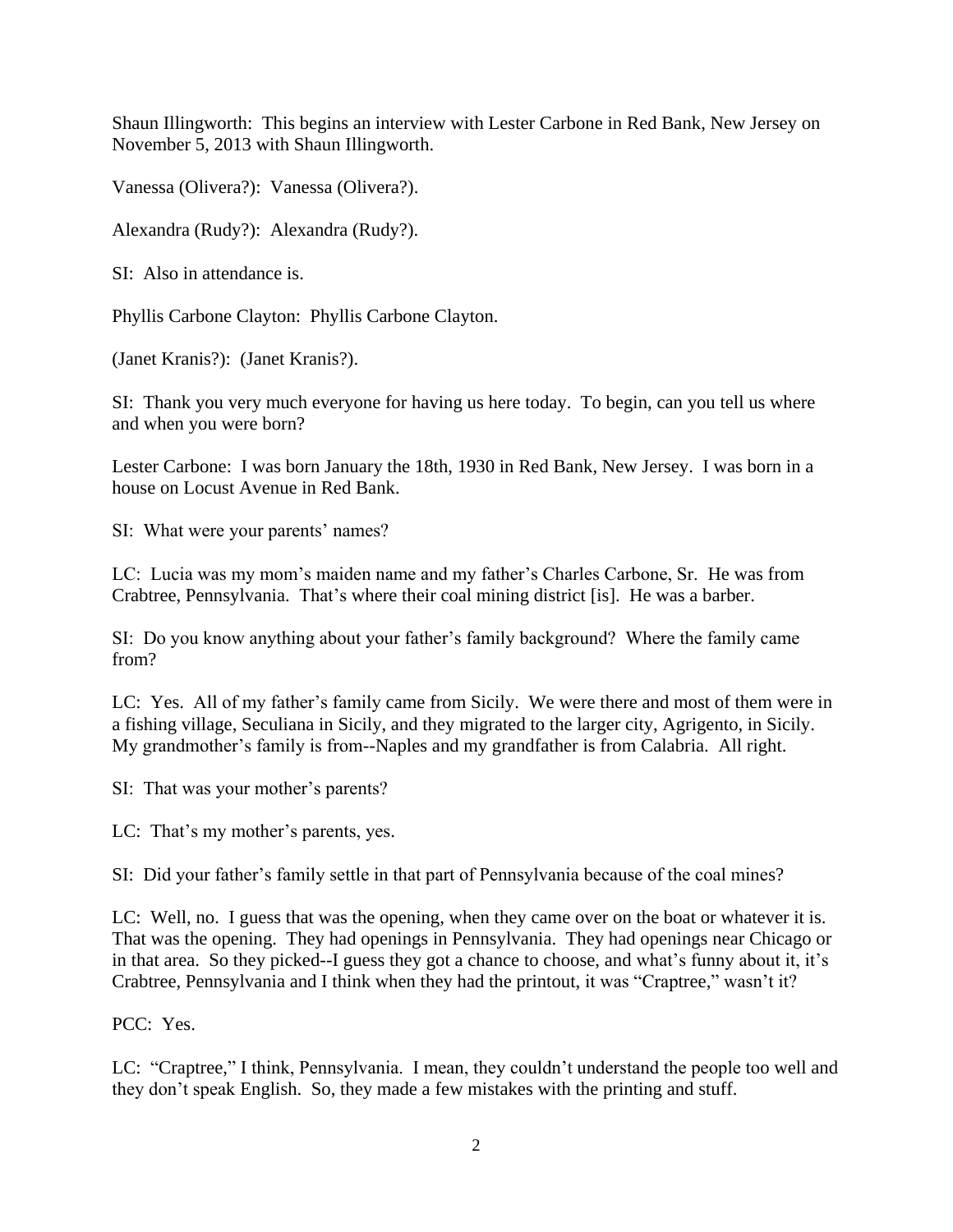Shaun Illingworth: This begins an interview with Lester Carbone in Red Bank, New Jersey on November 5, 2013 with Shaun Illingworth.

Vanessa (Olivera?): Vanessa (Olivera?).

Alexandra (Rudy?): Alexandra (Rudy?).

SI: Also in attendance is.

Phyllis Carbone Clayton: Phyllis Carbone Clayton.

(Janet Kranis?): (Janet Kranis?).

SI: Thank you very much everyone for having us here today. To begin, can you tell us where and when you were born?

Lester Carbone: I was born January the 18th, 1930 in Red Bank, New Jersey. I was born in a house on Locust Avenue in Red Bank.

SI: What were your parents' names?

LC: Lucia was my mom's maiden name and my father's Charles Carbone, Sr. He was from Crabtree, Pennsylvania. That's where their coal mining district [is]. He was a barber.

SI: Do you know anything about your father's family background? Where the family came from?

LC: Yes. All of my father's family came from Sicily. We were there and most of them were in a fishing village, Seculiana in Sicily, and they migrated to the larger city, Agrigento, in Sicily. My grandmother's family is from--Naples and my grandfather is from Calabria. All right.

SI: That was your mother's parents?

LC: That's my mother's parents, yes.

SI: Did your father's family settle in that part of Pennsylvania because of the coal mines?

LC: Well, no. I guess that was the opening, when they came over on the boat or whatever it is. That was the opening. They had openings in Pennsylvania. They had openings near Chicago or in that area. So they picked--I guess they got a chance to choose, and what's funny about it, it's Crabtree, Pennsylvania and I think when they had the printout, it was "Craptree," wasn't it?

PCC: Yes.

LC: "Craptree," I think, Pennsylvania. I mean, they couldn't understand the people too well and they don't speak English. So, they made a few mistakes with the printing and stuff.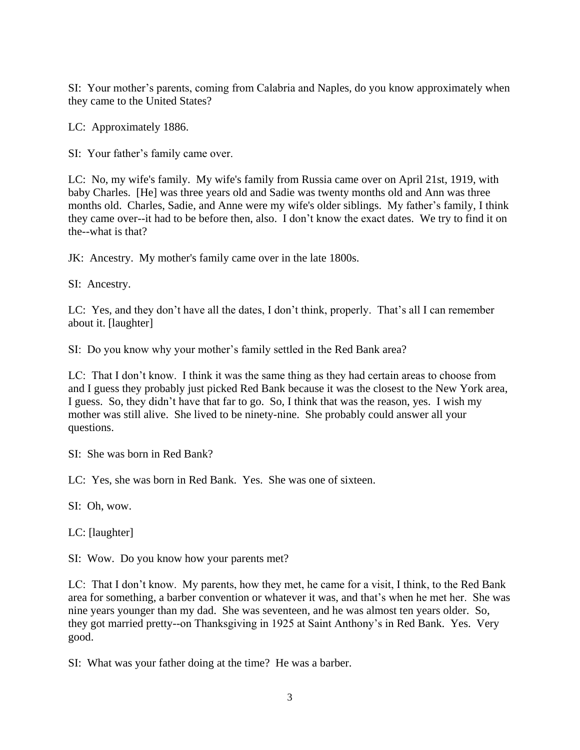SI: Your mother's parents, coming from Calabria and Naples, do you know approximately when they came to the United States?

LC: Approximately 1886.

SI: Your father's family came over.

LC: No, my wife's family. My wife's family from Russia came over on April 21st, 1919, with baby Charles. [He] was three years old and Sadie was twenty months old and Ann was three months old. Charles, Sadie, and Anne were my wife's older siblings. My father's family, I think they came over--it had to be before then, also. I don't know the exact dates. We try to find it on the--what is that?

JK: Ancestry. My mother's family came over in the late 1800s.

SI: Ancestry.

LC: Yes, and they don't have all the dates, I don't think, properly. That's all I can remember about it. [laughter]

SI: Do you know why your mother's family settled in the Red Bank area?

LC: That I don't know. I think it was the same thing as they had certain areas to choose from and I guess they probably just picked Red Bank because it was the closest to the New York area, I guess. So, they didn't have that far to go. So, I think that was the reason, yes. I wish my mother was still alive. She lived to be ninety-nine. She probably could answer all your questions.

SI: She was born in Red Bank?

LC: Yes, she was born in Red Bank. Yes. She was one of sixteen.

SI: Oh, wow.

LC: [laughter]

SI: Wow. Do you know how your parents met?

LC: That I don't know. My parents, how they met, he came for a visit, I think, to the Red Bank area for something, a barber convention or whatever it was, and that's when he met her. She was nine years younger than my dad. She was seventeen, and he was almost ten years older. So, they got married pretty--on Thanksgiving in 1925 at Saint Anthony's in Red Bank. Yes. Very good.

SI: What was your father doing at the time? He was a barber.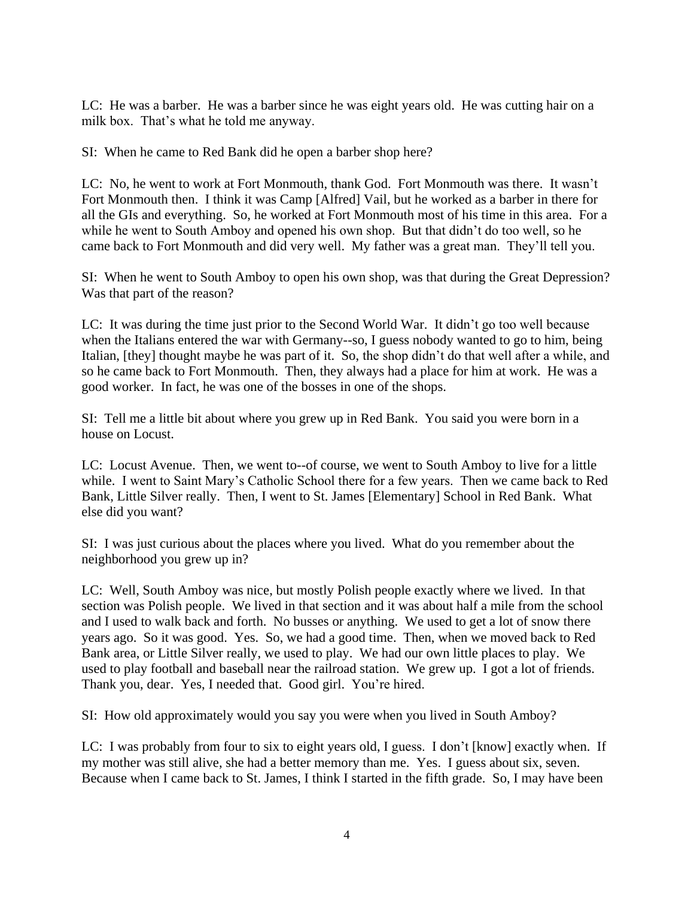LC: He was a barber. He was a barber since he was eight years old. He was cutting hair on a milk box. That's what he told me anyway.

SI: When he came to Red Bank did he open a barber shop here?

LC: No, he went to work at Fort Monmouth, thank God. Fort Monmouth was there. It wasn't Fort Monmouth then. I think it was Camp [Alfred] Vail, but he worked as a barber in there for all the GIs and everything. So, he worked at Fort Monmouth most of his time in this area. For a while he went to South Amboy and opened his own shop. But that didn't do too well, so he came back to Fort Monmouth and did very well. My father was a great man. They'll tell you.

SI: When he went to South Amboy to open his own shop, was that during the Great Depression? Was that part of the reason?

LC: It was during the time just prior to the Second World War. It didn't go too well because when the Italians entered the war with Germany--so, I guess nobody wanted to go to him, being Italian, [they] thought maybe he was part of it. So, the shop didn't do that well after a while, and so he came back to Fort Monmouth. Then, they always had a place for him at work. He was a good worker. In fact, he was one of the bosses in one of the shops.

SI: Tell me a little bit about where you grew up in Red Bank. You said you were born in a house on Locust.

LC: Locust Avenue. Then, we went to--of course, we went to South Amboy to live for a little while. I went to Saint Mary's Catholic School there for a few years. Then we came back to Red Bank, Little Silver really. Then, I went to St. James [Elementary] School in Red Bank. What else did you want?

SI: I was just curious about the places where you lived. What do you remember about the neighborhood you grew up in?

LC: Well, South Amboy was nice, but mostly Polish people exactly where we lived. In that section was Polish people. We lived in that section and it was about half a mile from the school and I used to walk back and forth. No busses or anything. We used to get a lot of snow there years ago. So it was good. Yes. So, we had a good time. Then, when we moved back to Red Bank area, or Little Silver really, we used to play. We had our own little places to play. We used to play football and baseball near the railroad station. We grew up. I got a lot of friends. Thank you, dear. Yes, I needed that. Good girl. You're hired.

SI: How old approximately would you say you were when you lived in South Amboy?

LC: I was probably from four to six to eight years old, I guess. I don't [know] exactly when. If my mother was still alive, she had a better memory than me. Yes. I guess about six, seven. Because when I came back to St. James, I think I started in the fifth grade. So, I may have been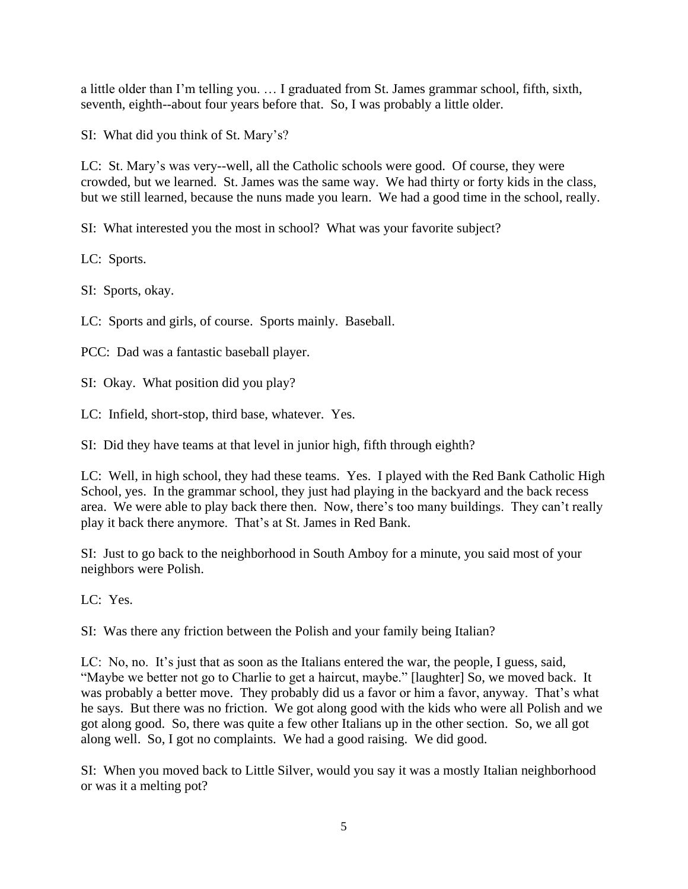a little older than I'm telling you. … I graduated from St. James grammar school, fifth, sixth, seventh, eighth--about four years before that. So, I was probably a little older.

SI: What did you think of St. Mary's?

LC: St. Mary's was very--well, all the Catholic schools were good. Of course, they were crowded, but we learned. St. James was the same way. We had thirty or forty kids in the class, but we still learned, because the nuns made you learn. We had a good time in the school, really.

SI: What interested you the most in school? What was your favorite subject?

LC: Sports.

SI: Sports, okay.

LC: Sports and girls, of course. Sports mainly. Baseball.

PCC: Dad was a fantastic baseball player.

SI: Okay. What position did you play?

LC: Infield, short-stop, third base, whatever. Yes.

SI: Did they have teams at that level in junior high, fifth through eighth?

LC: Well, in high school, they had these teams. Yes. I played with the Red Bank Catholic High School, yes. In the grammar school, they just had playing in the backyard and the back recess area. We were able to play back there then. Now, there's too many buildings. They can't really play it back there anymore. That's at St. James in Red Bank.

SI: Just to go back to the neighborhood in South Amboy for a minute, you said most of your neighbors were Polish.

LC: Yes.

SI: Was there any friction between the Polish and your family being Italian?

LC: No, no. It's just that as soon as the Italians entered the war, the people, I guess, said, "Maybe we better not go to Charlie to get a haircut, maybe." [laughter] So, we moved back. It was probably a better move. They probably did us a favor or him a favor, anyway. That's what he says. But there was no friction. We got along good with the kids who were all Polish and we got along good. So, there was quite a few other Italians up in the other section. So, we all got along well. So, I got no complaints. We had a good raising. We did good.

SI: When you moved back to Little Silver, would you say it was a mostly Italian neighborhood or was it a melting pot?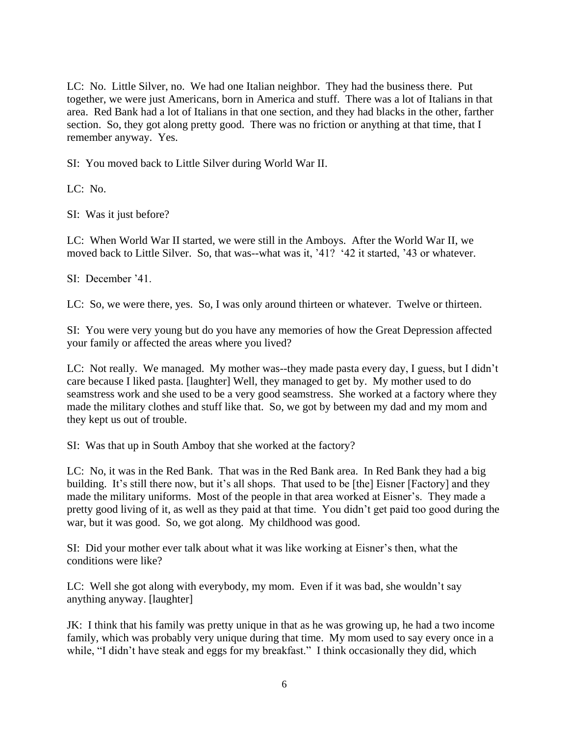LC: No. Little Silver, no. We had one Italian neighbor. They had the business there. Put together, we were just Americans, born in America and stuff. There was a lot of Italians in that area. Red Bank had a lot of Italians in that one section, and they had blacks in the other, farther section. So, they got along pretty good. There was no friction or anything at that time, that I remember anyway. Yes.

SI: You moved back to Little Silver during World War II.

LC: No.

SI: Was it just before?

LC: When World War II started, we were still in the Amboys. After the World War II, we moved back to Little Silver. So, that was--what was it, '41? '42 it started, '43 or whatever.

SI: December '41.

LC: So, we were there, yes. So, I was only around thirteen or whatever. Twelve or thirteen.

SI: You were very young but do you have any memories of how the Great Depression affected your family or affected the areas where you lived?

LC: Not really. We managed. My mother was--they made pasta every day, I guess, but I didn't care because I liked pasta. [laughter] Well, they managed to get by. My mother used to do seamstress work and she used to be a very good seamstress. She worked at a factory where they made the military clothes and stuff like that. So, we got by between my dad and my mom and they kept us out of trouble.

SI: Was that up in South Amboy that she worked at the factory?

LC: No, it was in the Red Bank. That was in the Red Bank area. In Red Bank they had a big building. It's still there now, but it's all shops. That used to be [the] Eisner [Factory] and they made the military uniforms. Most of the people in that area worked at Eisner's. They made a pretty good living of it, as well as they paid at that time. You didn't get paid too good during the war, but it was good. So, we got along. My childhood was good.

SI: Did your mother ever talk about what it was like working at Eisner's then, what the conditions were like?

LC: Well she got along with everybody, my mom. Even if it was bad, she wouldn't say anything anyway. [laughter]

JK: I think that his family was pretty unique in that as he was growing up, he had a two income family, which was probably very unique during that time. My mom used to say every once in a while, "I didn't have steak and eggs for my breakfast." I think occasionally they did, which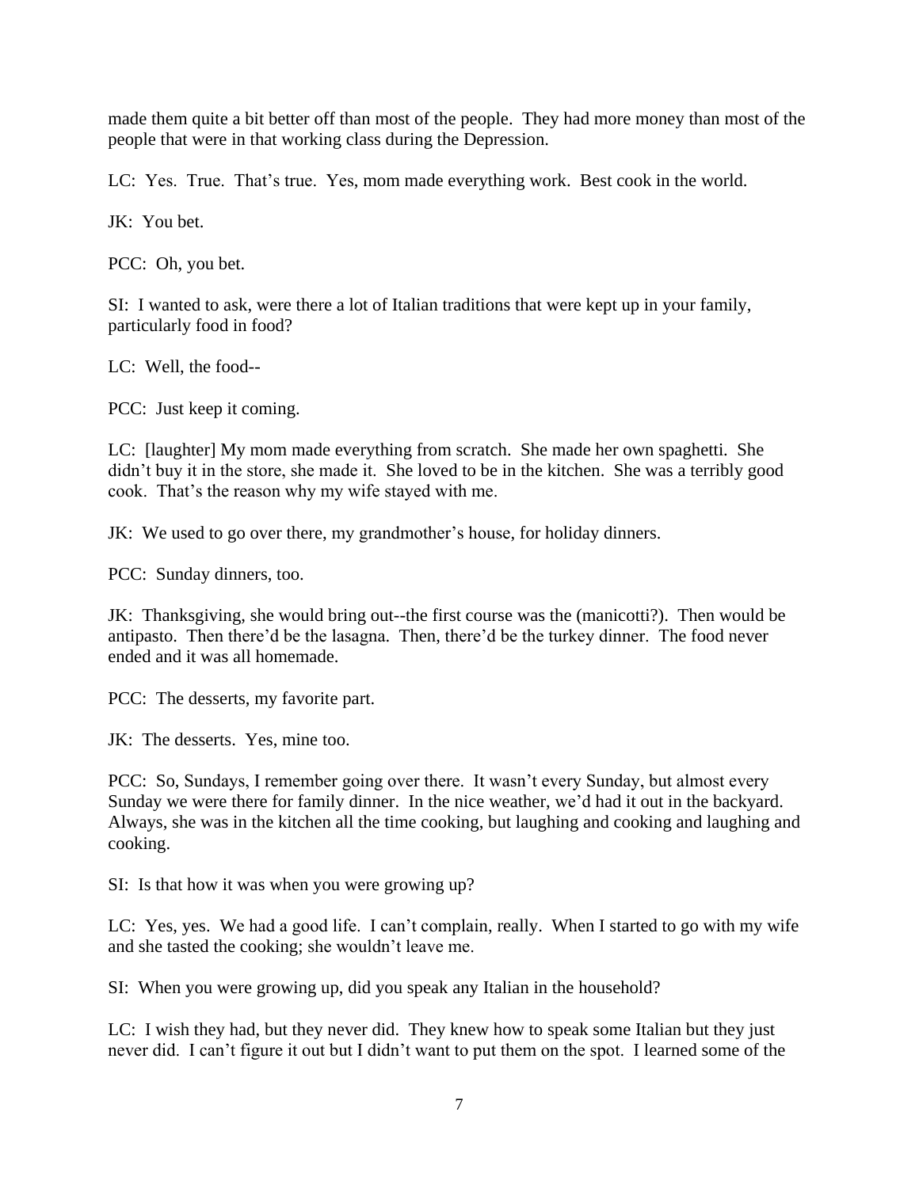made them quite a bit better off than most of the people. They had more money than most of the people that were in that working class during the Depression.

LC: Yes. True. That's true. Yes, mom made everything work. Best cook in the world.

JK: You bet.

PCC: Oh, you bet.

SI: I wanted to ask, were there a lot of Italian traditions that were kept up in your family, particularly food in food?

LC: Well, the food--

PCC: Just keep it coming.

LC: [laughter] My mom made everything from scratch. She made her own spaghetti. She didn't buy it in the store, she made it. She loved to be in the kitchen. She was a terribly good cook. That's the reason why my wife stayed with me.

JK: We used to go over there, my grandmother's house, for holiday dinners.

PCC: Sunday dinners, too.

JK: Thanksgiving, she would bring out--the first course was the (manicotti?). Then would be antipasto. Then there'd be the lasagna. Then, there'd be the turkey dinner. The food never ended and it was all homemade.

PCC: The desserts, my favorite part.

JK: The desserts. Yes, mine too.

PCC: So, Sundays, I remember going over there. It wasn't every Sunday, but almost every Sunday we were there for family dinner. In the nice weather, we'd had it out in the backyard. Always, she was in the kitchen all the time cooking, but laughing and cooking and laughing and cooking.

SI: Is that how it was when you were growing up?

LC: Yes, yes. We had a good life. I can't complain, really. When I started to go with my wife and she tasted the cooking; she wouldn't leave me.

SI: When you were growing up, did you speak any Italian in the household?

LC: I wish they had, but they never did. They knew how to speak some Italian but they just never did. I can't figure it out but I didn't want to put them on the spot. I learned some of the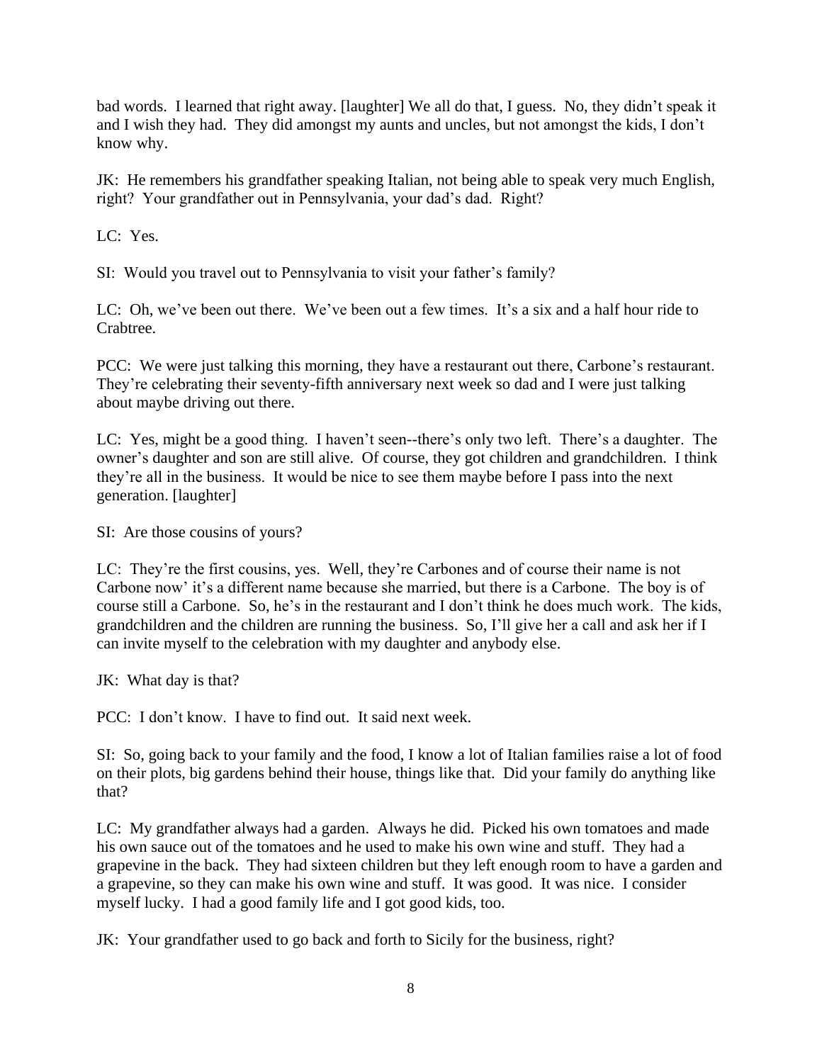bad words. I learned that right away. [laughter] We all do that, I guess. No, they didn't speak it and I wish they had. They did amongst my aunts and uncles, but not amongst the kids, I don't know why.

JK: He remembers his grandfather speaking Italian, not being able to speak very much English, right? Your grandfather out in Pennsylvania, your dad's dad. Right?

LC: Yes.

SI: Would you travel out to Pennsylvania to visit your father's family?

LC: Oh, we've been out there. We've been out a few times. It's a six and a half hour ride to Crabtree.

PCC: We were just talking this morning, they have a restaurant out there, Carbone's restaurant. They're celebrating their seventy-fifth anniversary next week so dad and I were just talking about maybe driving out there.

LC: Yes, might be a good thing. I haven't seen--there's only two left. There's a daughter. The owner's daughter and son are still alive. Of course, they got children and grandchildren. I think they're all in the business. It would be nice to see them maybe before I pass into the next generation. [laughter]

SI: Are those cousins of yours?

LC: They're the first cousins, yes. Well, they're Carbones and of course their name is not Carbone now' it's a different name because she married, but there is a Carbone. The boy is of course still a Carbone. So, he's in the restaurant and I don't think he does much work. The kids, grandchildren and the children are running the business. So, I'll give her a call and ask her if I can invite myself to the celebration with my daughter and anybody else.

JK: What day is that?

PCC: I don't know. I have to find out. It said next week.

SI: So, going back to your family and the food, I know a lot of Italian families raise a lot of food on their plots, big gardens behind their house, things like that. Did your family do anything like that?

LC: My grandfather always had a garden. Always he did. Picked his own tomatoes and made his own sauce out of the tomatoes and he used to make his own wine and stuff. They had a grapevine in the back. They had sixteen children but they left enough room to have a garden and a grapevine, so they can make his own wine and stuff. It was good. It was nice. I consider myself lucky. I had a good family life and I got good kids, too.

JK: Your grandfather used to go back and forth to Sicily for the business, right?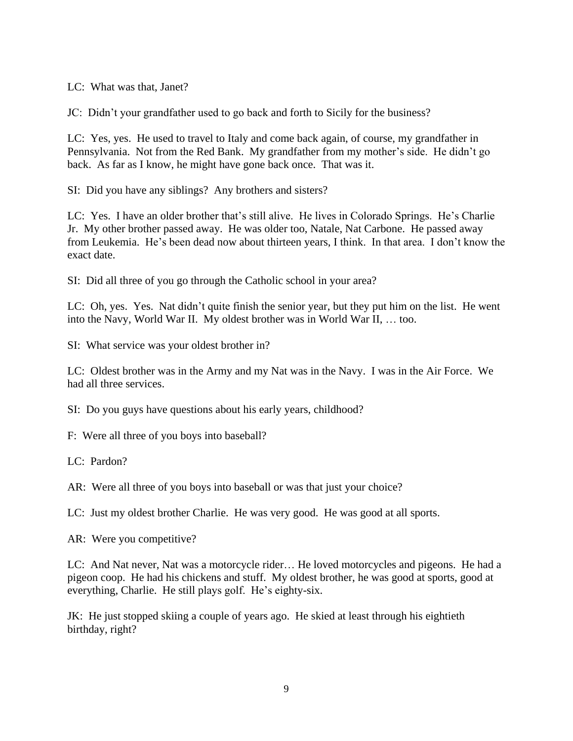LC: What was that, Janet?

JC: Didn't your grandfather used to go back and forth to Sicily for the business?

LC: Yes, yes. He used to travel to Italy and come back again, of course, my grandfather in Pennsylvania. Not from the Red Bank. My grandfather from my mother's side. He didn't go back. As far as I know, he might have gone back once. That was it.

SI: Did you have any siblings? Any brothers and sisters?

LC: Yes. I have an older brother that's still alive. He lives in Colorado Springs. He's Charlie Jr. My other brother passed away. He was older too, Natale, Nat Carbone. He passed away from Leukemia. He's been dead now about thirteen years, I think. In that area. I don't know the exact date.

SI: Did all three of you go through the Catholic school in your area?

LC: Oh, yes. Yes. Nat didn't quite finish the senior year, but they put him on the list. He went into the Navy, World War II. My oldest brother was in World War II, … too.

SI: What service was your oldest brother in?

LC: Oldest brother was in the Army and my Nat was in the Navy. I was in the Air Force. We had all three services.

SI: Do you guys have questions about his early years, childhood?

F: Were all three of you boys into baseball?

LC: Pardon?

AR: Were all three of you boys into baseball or was that just your choice?

LC: Just my oldest brother Charlie. He was very good. He was good at all sports.

AR: Were you competitive?

LC: And Nat never, Nat was a motorcycle rider… He loved motorcycles and pigeons. He had a pigeon coop. He had his chickens and stuff. My oldest brother, he was good at sports, good at everything, Charlie. He still plays golf. He's eighty-six.

JK: He just stopped skiing a couple of years ago. He skied at least through his eightieth birthday, right?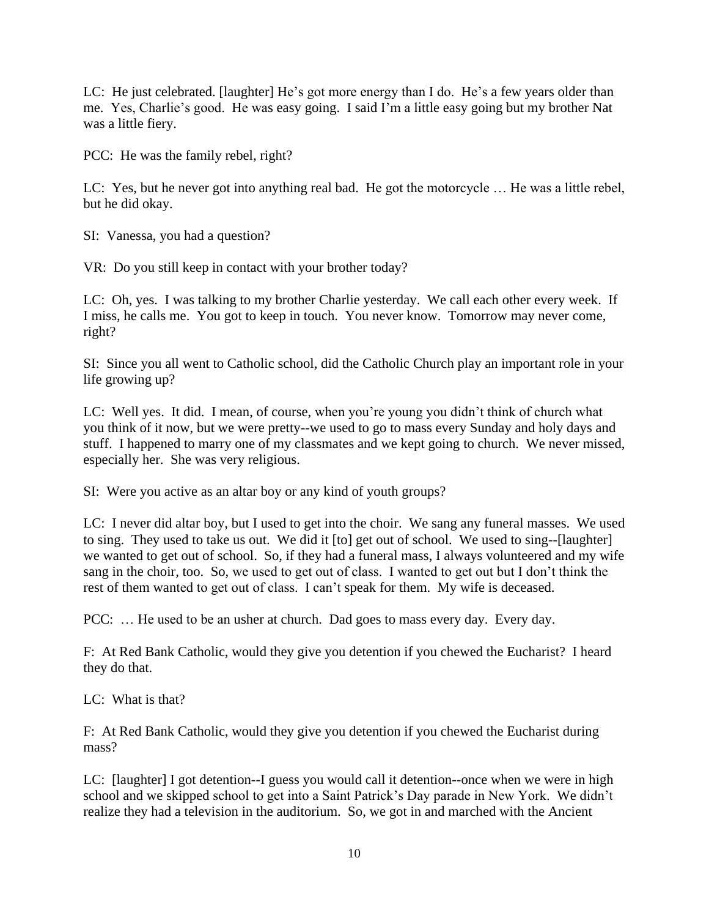LC: He just celebrated. [laughter] He's got more energy than I do. He's a few years older than me. Yes, Charlie's good. He was easy going. I said I'm a little easy going but my brother Nat was a little fiery.

PCC: He was the family rebel, right?

LC: Yes, but he never got into anything real bad. He got the motorcycle … He was a little rebel, but he did okay.

SI: Vanessa, you had a question?

VR: Do you still keep in contact with your brother today?

LC: Oh, yes. I was talking to my brother Charlie yesterday. We call each other every week. If I miss, he calls me. You got to keep in touch. You never know. Tomorrow may never come, right?

SI: Since you all went to Catholic school, did the Catholic Church play an important role in your life growing up?

LC: Well yes. It did. I mean, of course, when you're young you didn't think of church what you think of it now, but we were pretty--we used to go to mass every Sunday and holy days and stuff. I happened to marry one of my classmates and we kept going to church. We never missed, especially her. She was very religious.

SI: Were you active as an altar boy or any kind of youth groups?

LC: I never did altar boy, but I used to get into the choir. We sang any funeral masses. We used to sing. They used to take us out. We did it [to] get out of school. We used to sing--[laughter] we wanted to get out of school. So, if they had a funeral mass, I always volunteered and my wife sang in the choir, too. So, we used to get out of class. I wanted to get out but I don't think the rest of them wanted to get out of class. I can't speak for them. My wife is deceased.

PCC: … He used to be an usher at church. Dad goes to mass every day. Every day.

F: At Red Bank Catholic, would they give you detention if you chewed the Eucharist? I heard they do that.

LC: What is that?

F: At Red Bank Catholic, would they give you detention if you chewed the Eucharist during mass?

LC: [laughter] I got detention--I guess you would call it detention--once when we were in high school and we skipped school to get into a Saint Patrick's Day parade in New York. We didn't realize they had a television in the auditorium. So, we got in and marched with the Ancient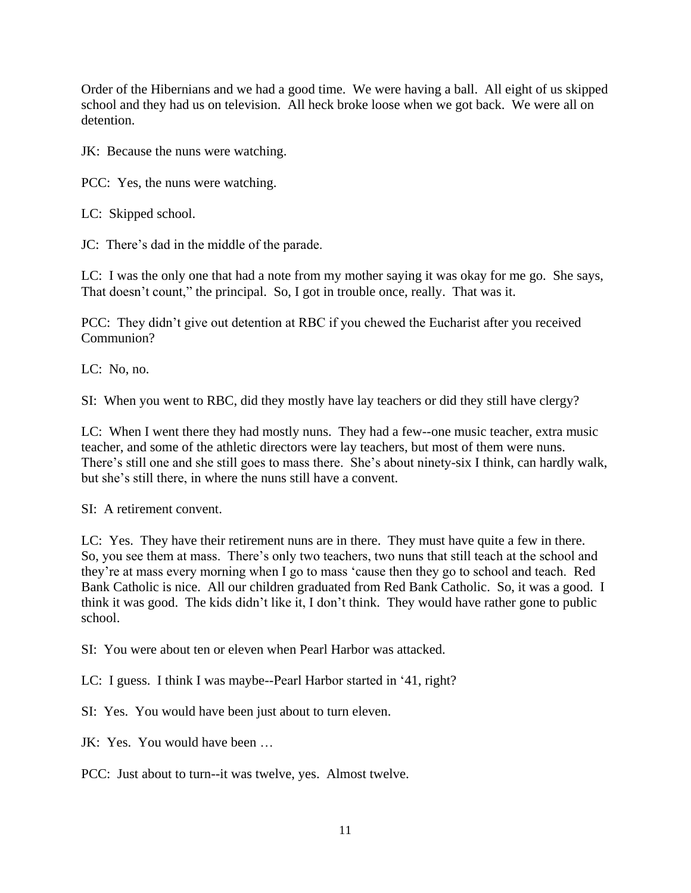Order of the Hibernians and we had a good time. We were having a ball. All eight of us skipped school and they had us on television. All heck broke loose when we got back. We were all on detention.

JK: Because the nuns were watching.

PCC: Yes, the nuns were watching.

LC: Skipped school.

JC: There's dad in the middle of the parade.

LC: I was the only one that had a note from my mother saying it was okay for me go. She says, That doesn't count," the principal. So, I got in trouble once, really. That was it.

PCC: They didn't give out detention at RBC if you chewed the Eucharist after you received Communion?

LC: No, no.

SI: When you went to RBC, did they mostly have lay teachers or did they still have clergy?

LC: When I went there they had mostly nuns. They had a few--one music teacher, extra music teacher, and some of the athletic directors were lay teachers, but most of them were nuns. There's still one and she still goes to mass there. She's about ninety-six I think, can hardly walk, but she's still there, in where the nuns still have a convent.

SI: A retirement convent.

LC: Yes. They have their retirement nuns are in there. They must have quite a few in there. So, you see them at mass. There's only two teachers, two nuns that still teach at the school and they're at mass every morning when I go to mass 'cause then they go to school and teach. Red Bank Catholic is nice. All our children graduated from Red Bank Catholic. So, it was a good. I think it was good. The kids didn't like it, I don't think. They would have rather gone to public school.

SI: You were about ten or eleven when Pearl Harbor was attacked.

LC: I guess. I think I was maybe--Pearl Harbor started in '41, right?

SI: Yes. You would have been just about to turn eleven.

JK: Yes. You would have been …

PCC: Just about to turn--it was twelve, yes. Almost twelve.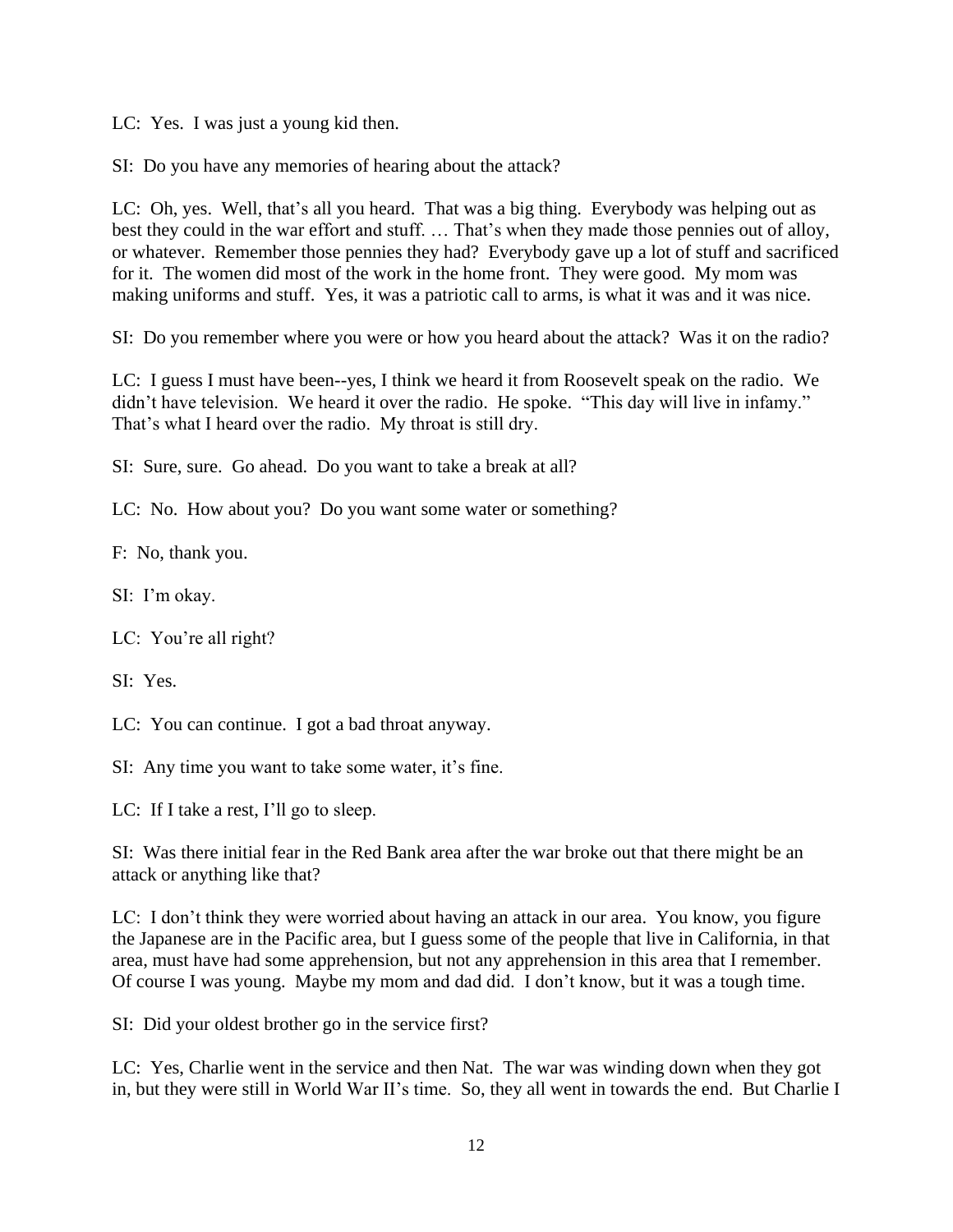LC: Yes. I was just a young kid then.

SI: Do you have any memories of hearing about the attack?

LC: Oh, yes. Well, that's all you heard. That was a big thing. Everybody was helping out as best they could in the war effort and stuff. … That's when they made those pennies out of alloy, or whatever. Remember those pennies they had? Everybody gave up a lot of stuff and sacrificed for it. The women did most of the work in the home front. They were good. My mom was making uniforms and stuff. Yes, it was a patriotic call to arms, is what it was and it was nice.

SI: Do you remember where you were or how you heard about the attack? Was it on the radio?

LC: I guess I must have been--yes, I think we heard it from Roosevelt speak on the radio. We didn't have television. We heard it over the radio. He spoke. "This day will live in infamy." That's what I heard over the radio. My throat is still dry.

SI: Sure, sure. Go ahead. Do you want to take a break at all?

LC: No. How about you? Do you want some water or something?

F: No, thank you.

SI: I'm okay.

LC: You're all right?

SI: Yes.

LC: You can continue. I got a bad throat anyway.

SI: Any time you want to take some water, it's fine.

LC: If I take a rest, I'll go to sleep.

SI: Was there initial fear in the Red Bank area after the war broke out that there might be an attack or anything like that?

LC: I don't think they were worried about having an attack in our area. You know, you figure the Japanese are in the Pacific area, but I guess some of the people that live in California, in that area, must have had some apprehension, but not any apprehension in this area that I remember. Of course I was young. Maybe my mom and dad did. I don't know, but it was a tough time.

SI: Did your oldest brother go in the service first?

LC: Yes, Charlie went in the service and then Nat. The war was winding down when they got in, but they were still in World War II's time. So, they all went in towards the end. But Charlie I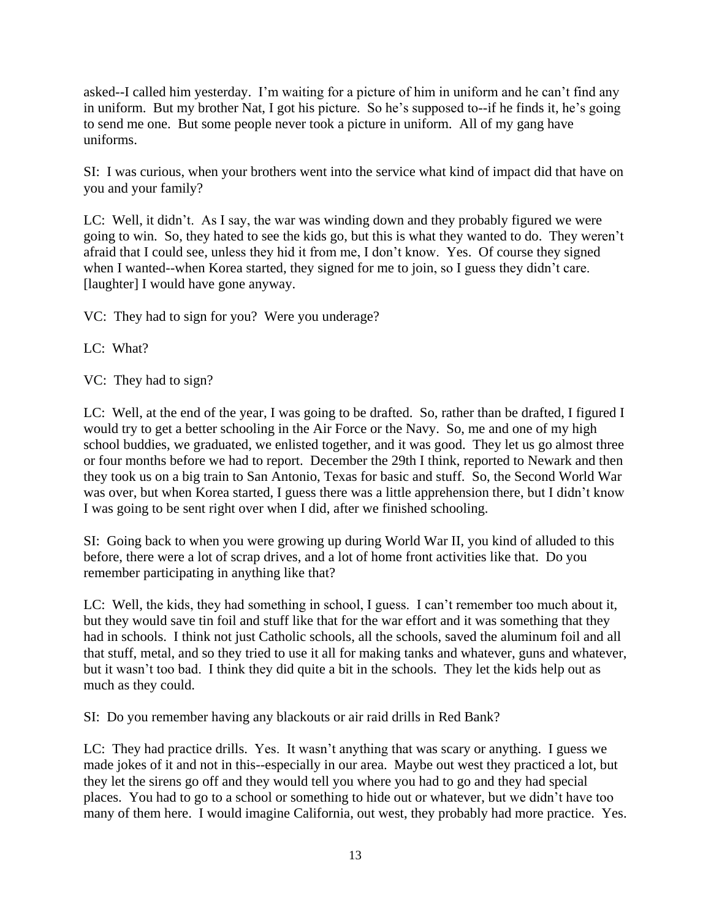asked--I called him yesterday. I'm waiting for a picture of him in uniform and he can't find any in uniform. But my brother Nat, I got his picture. So he's supposed to--if he finds it, he's going to send me one. But some people never took a picture in uniform. All of my gang have uniforms.

SI: I was curious, when your brothers went into the service what kind of impact did that have on you and your family?

LC: Well, it didn't. As I say, the war was winding down and they probably figured we were going to win. So, they hated to see the kids go, but this is what they wanted to do. They weren't afraid that I could see, unless they hid it from me, I don't know. Yes. Of course they signed when I wanted--when Korea started, they signed for me to join, so I guess they didn't care. [laughter] I would have gone anyway.

VC: They had to sign for you? Were you underage?

LC: What?

VC: They had to sign?

LC: Well, at the end of the year, I was going to be drafted. So, rather than be drafted, I figured I would try to get a better schooling in the Air Force or the Navy. So, me and one of my high school buddies, we graduated, we enlisted together, and it was good. They let us go almost three or four months before we had to report. December the 29th I think, reported to Newark and then they took us on a big train to San Antonio, Texas for basic and stuff. So, the Second World War was over, but when Korea started, I guess there was a little apprehension there, but I didn't know I was going to be sent right over when I did, after we finished schooling.

SI: Going back to when you were growing up during World War II, you kind of alluded to this before, there were a lot of scrap drives, and a lot of home front activities like that. Do you remember participating in anything like that?

LC: Well, the kids, they had something in school, I guess. I can't remember too much about it, but they would save tin foil and stuff like that for the war effort and it was something that they had in schools. I think not just Catholic schools, all the schools, saved the aluminum foil and all that stuff, metal, and so they tried to use it all for making tanks and whatever, guns and whatever, but it wasn't too bad. I think they did quite a bit in the schools. They let the kids help out as much as they could.

SI: Do you remember having any blackouts or air raid drills in Red Bank?

LC: They had practice drills. Yes. It wasn't anything that was scary or anything. I guess we made jokes of it and not in this--especially in our area. Maybe out west they practiced a lot, but they let the sirens go off and they would tell you where you had to go and they had special places. You had to go to a school or something to hide out or whatever, but we didn't have too many of them here. I would imagine California, out west, they probably had more practice. Yes.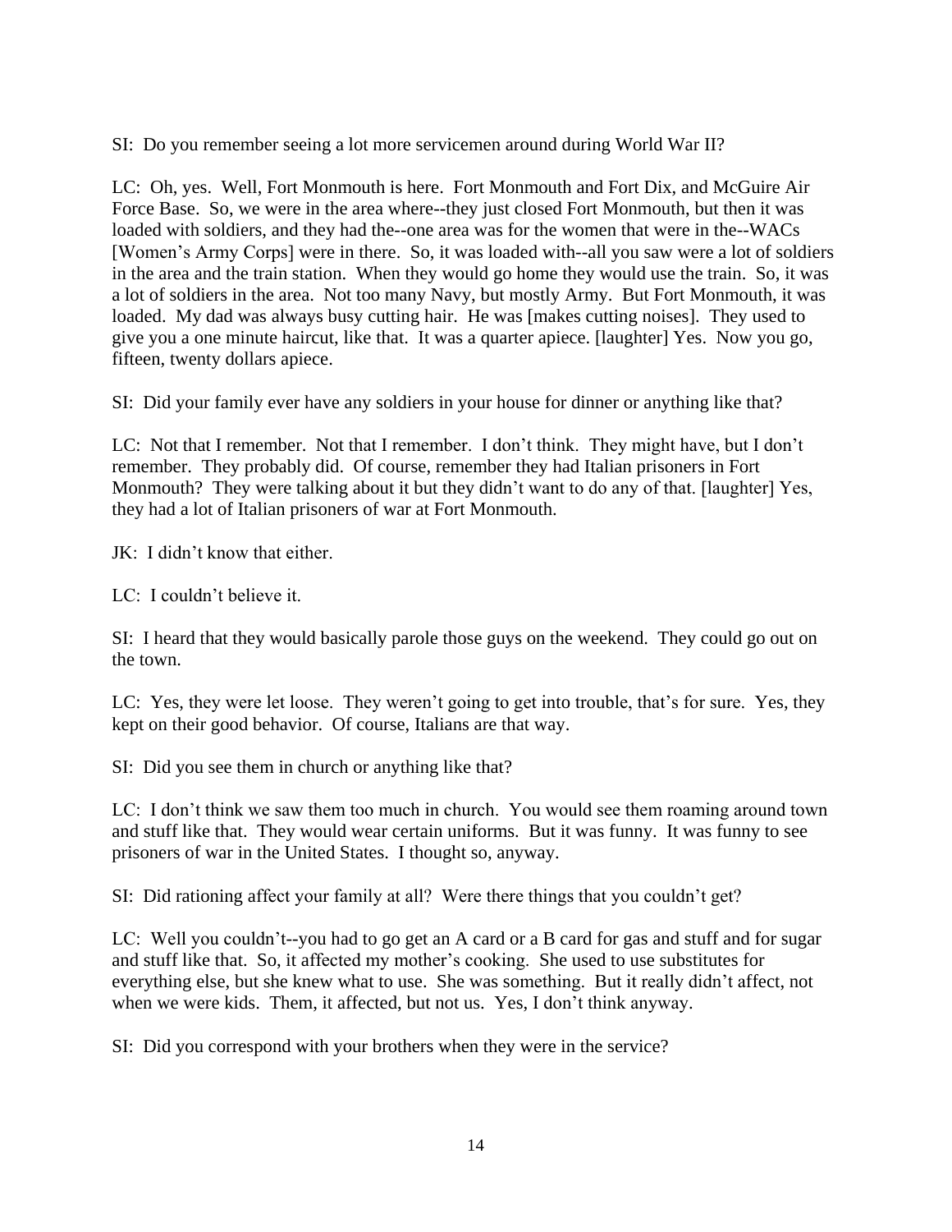SI: Do you remember seeing a lot more servicemen around during World War II?

LC: Oh, yes. Well, Fort Monmouth is here. Fort Monmouth and Fort Dix, and McGuire Air Force Base. So, we were in the area where--they just closed Fort Monmouth, but then it was loaded with soldiers, and they had the--one area was for the women that were in the--WACs [Women's Army Corps] were in there. So, it was loaded with--all you saw were a lot of soldiers in the area and the train station. When they would go home they would use the train. So, it was a lot of soldiers in the area. Not too many Navy, but mostly Army. But Fort Monmouth, it was loaded. My dad was always busy cutting hair. He was [makes cutting noises]. They used to give you a one minute haircut, like that. It was a quarter apiece. [laughter] Yes. Now you go, fifteen, twenty dollars apiece.

SI: Did your family ever have any soldiers in your house for dinner or anything like that?

LC: Not that I remember. Not that I remember. I don't think. They might have, but I don't remember. They probably did. Of course, remember they had Italian prisoners in Fort Monmouth? They were talking about it but they didn't want to do any of that. [laughter] Yes, they had a lot of Italian prisoners of war at Fort Monmouth.

JK: I didn't know that either.

LC: I couldn't believe it.

SI: I heard that they would basically parole those guys on the weekend. They could go out on the town.

LC: Yes, they were let loose. They weren't going to get into trouble, that's for sure. Yes, they kept on their good behavior. Of course, Italians are that way.

SI: Did you see them in church or anything like that?

LC: I don't think we saw them too much in church. You would see them roaming around town and stuff like that. They would wear certain uniforms. But it was funny. It was funny to see prisoners of war in the United States. I thought so, anyway.

SI: Did rationing affect your family at all? Were there things that you couldn't get?

LC: Well you couldn't--you had to go get an A card or a B card for gas and stuff and for sugar and stuff like that. So, it affected my mother's cooking. She used to use substitutes for everything else, but she knew what to use. She was something. But it really didn't affect, not when we were kids. Them, it affected, but not us. Yes, I don't think anyway.

SI: Did you correspond with your brothers when they were in the service?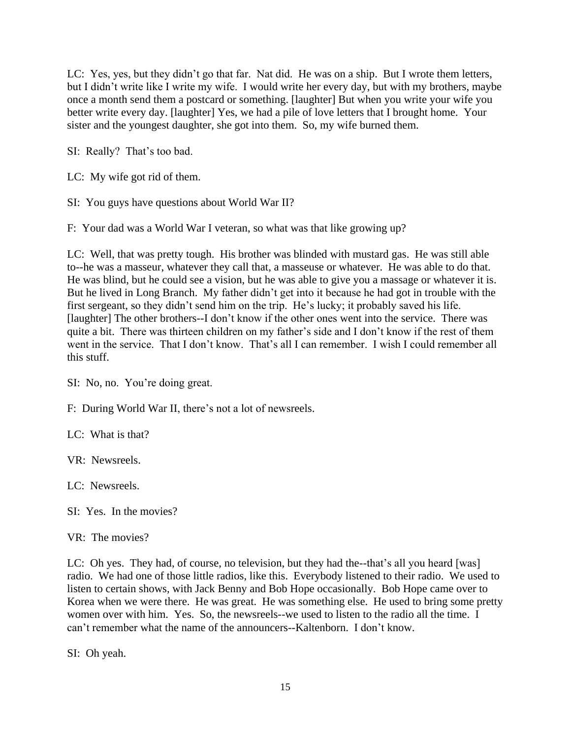LC: Yes, yes, but they didn't go that far. Nat did. He was on a ship. But I wrote them letters, but I didn't write like I write my wife. I would write her every day, but with my brothers, maybe once a month send them a postcard or something. [laughter] But when you write your wife you better write every day. [laughter] Yes, we had a pile of love letters that I brought home. Your sister and the youngest daughter, she got into them. So, my wife burned them.

SI: Really? That's too bad.

LC: My wife got rid of them.

SI: You guys have questions about World War II?

F: Your dad was a World War I veteran, so what was that like growing up?

LC: Well, that was pretty tough. His brother was blinded with mustard gas. He was still able to--he was a masseur, whatever they call that, a masseuse or whatever. He was able to do that. He was blind, but he could see a vision, but he was able to give you a massage or whatever it is. But he lived in Long Branch. My father didn't get into it because he had got in trouble with the first sergeant, so they didn't send him on the trip. He's lucky; it probably saved his life. [laughter] The other brothers--I don't know if the other ones went into the service. There was quite a bit. There was thirteen children on my father's side and I don't know if the rest of them went in the service. That I don't know. That's all I can remember. I wish I could remember all this stuff.

SI: No, no. You're doing great.

F: During World War II, there's not a lot of newsreels.

LC: What is that?

VR: Newsreels.

LC: Newsreels.

SI: Yes. In the movies?

VR: The movies?

LC: Oh yes. They had, of course, no television, but they had the--that's all you heard [was] radio. We had one of those little radios, like this. Everybody listened to their radio. We used to listen to certain shows, with Jack Benny and Bob Hope occasionally. Bob Hope came over to Korea when we were there. He was great. He was something else. He used to bring some pretty women over with him. Yes. So, the newsreels--we used to listen to the radio all the time. I can't remember what the name of the announcers--Kaltenborn. I don't know.

SI: Oh yeah.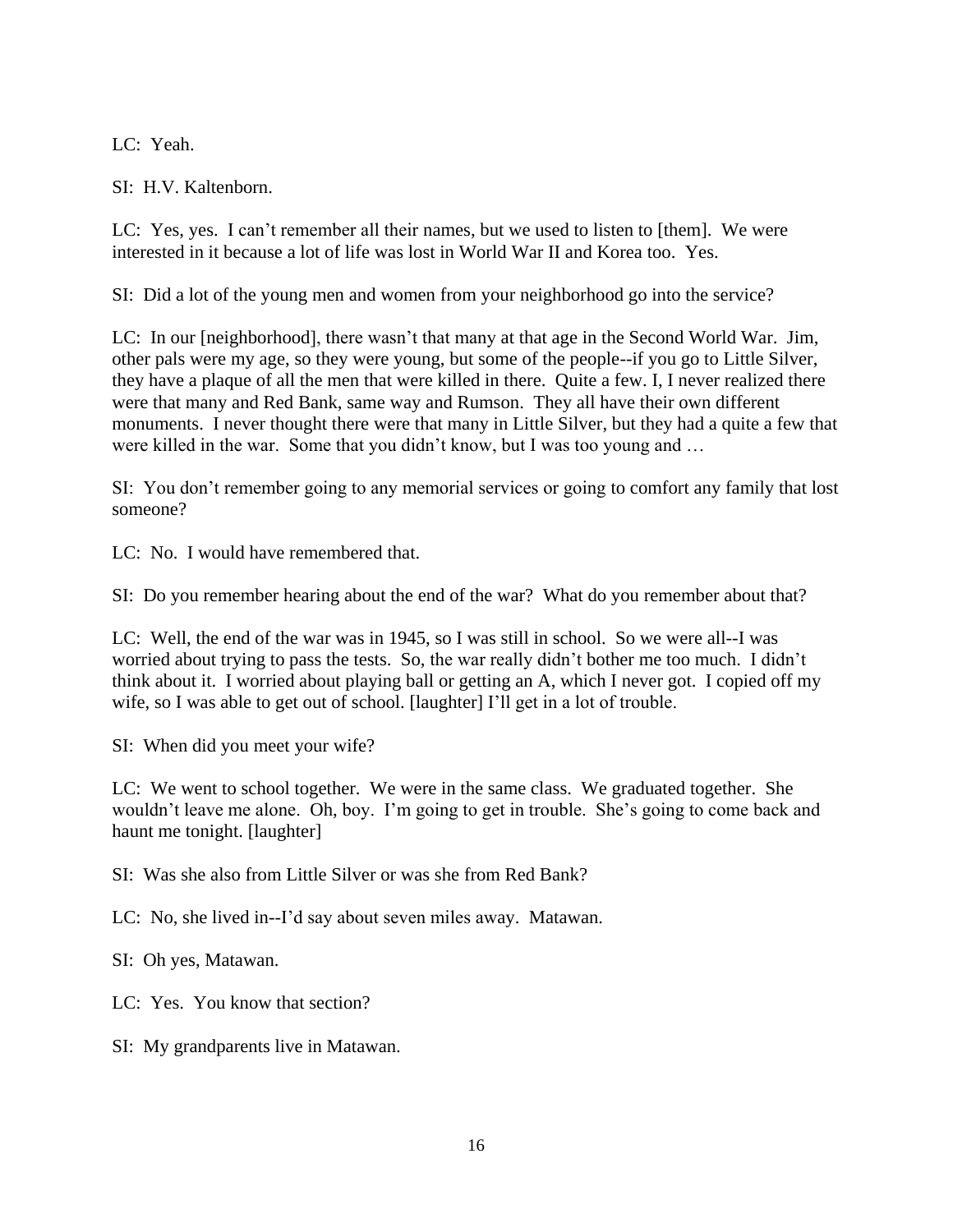LC: Yeah.

SI: H.V. Kaltenborn.

LC: Yes, yes. I can't remember all their names, but we used to listen to [them]. We were interested in it because a lot of life was lost in World War II and Korea too. Yes.

SI: Did a lot of the young men and women from your neighborhood go into the service?

LC: In our [neighborhood], there wasn't that many at that age in the Second World War. Jim, other pals were my age, so they were young, but some of the people--if you go to Little Silver, they have a plaque of all the men that were killed in there. Quite a few. I, I never realized there were that many and Red Bank, same way and Rumson. They all have their own different monuments. I never thought there were that many in Little Silver, but they had a quite a few that were killed in the war. Some that you didn't know, but I was too young and …

SI: You don't remember going to any memorial services or going to comfort any family that lost someone?

LC: No. I would have remembered that.

SI: Do you remember hearing about the end of the war? What do you remember about that?

LC: Well, the end of the war was in 1945, so I was still in school. So we were all--I was worried about trying to pass the tests. So, the war really didn't bother me too much. I didn't think about it. I worried about playing ball or getting an A, which I never got. I copied off my wife, so I was able to get out of school. [laughter] I'll get in a lot of trouble.

SI: When did you meet your wife?

LC: We went to school together. We were in the same class. We graduated together. She wouldn't leave me alone. Oh, boy. I'm going to get in trouble. She's going to come back and haunt me tonight. [laughter]

SI: Was she also from Little Silver or was she from Red Bank?

LC: No, she lived in--I'd say about seven miles away. Matawan.

SI: Oh yes, Matawan.

LC: Yes. You know that section?

SI: My grandparents live in Matawan.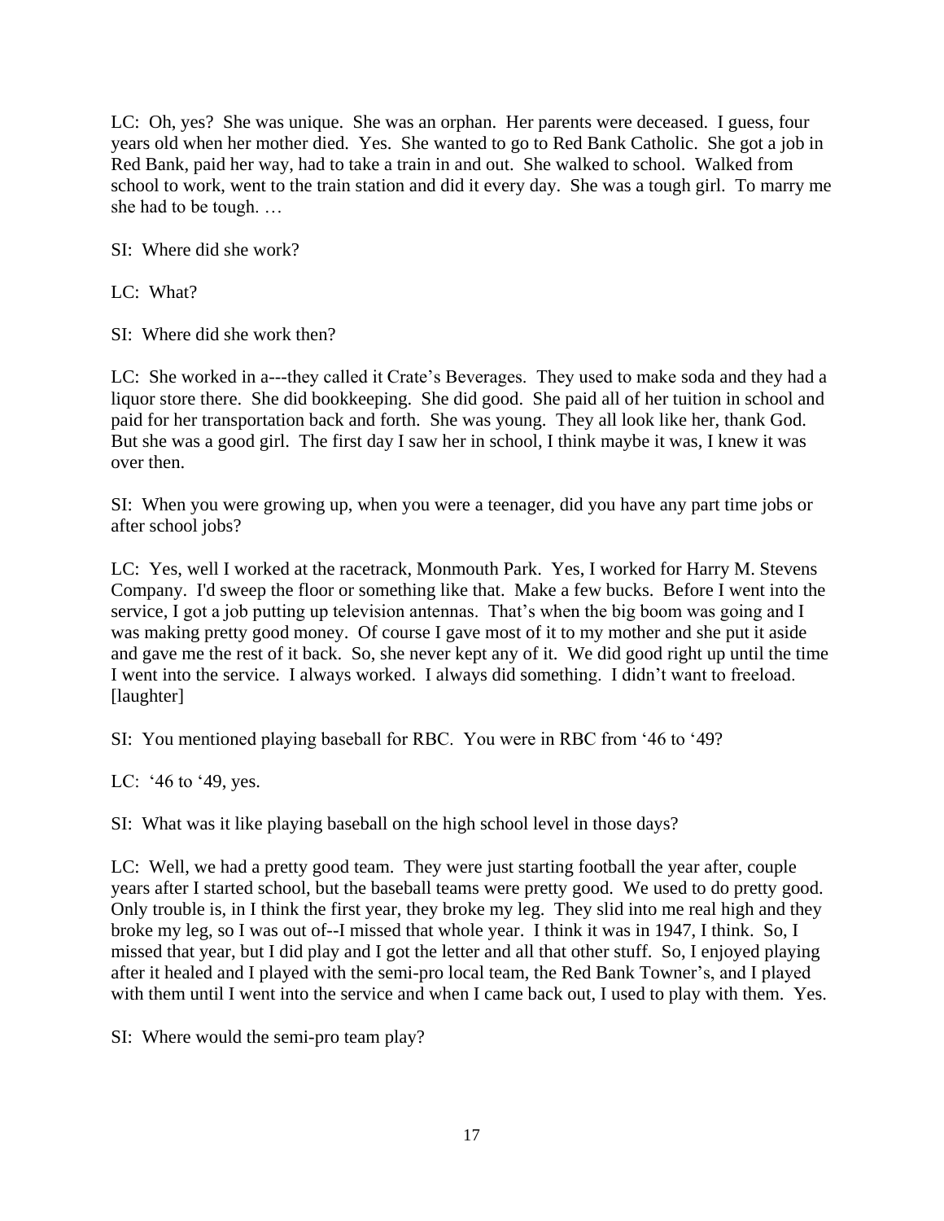LC: Oh, yes? She was unique. She was an orphan. Her parents were deceased. I guess, four years old when her mother died. Yes. She wanted to go to Red Bank Catholic. She got a job in Red Bank, paid her way, had to take a train in and out. She walked to school. Walked from school to work, went to the train station and did it every day. She was a tough girl. To marry me she had to be tough. …

SI: Where did she work?

LC: What?

SI: Where did she work then?

LC: She worked in a---they called it Crate's Beverages. They used to make soda and they had a liquor store there. She did bookkeeping. She did good. She paid all of her tuition in school and paid for her transportation back and forth. She was young. They all look like her, thank God. But she was a good girl. The first day I saw her in school, I think maybe it was, I knew it was over then.

SI: When you were growing up, when you were a teenager, did you have any part time jobs or after school jobs?

LC: Yes, well I worked at the racetrack, Monmouth Park. Yes, I worked for Harry M. Stevens Company. I'd sweep the floor or something like that. Make a few bucks. Before I went into the service, I got a job putting up television antennas. That's when the big boom was going and I was making pretty good money. Of course I gave most of it to my mother and she put it aside and gave me the rest of it back. So, she never kept any of it. We did good right up until the time I went into the service. I always worked. I always did something. I didn't want to freeload. [laughter]

SI: You mentioned playing baseball for RBC. You were in RBC from '46 to '49?

LC: '46 to '49, yes.

SI: What was it like playing baseball on the high school level in those days?

LC: Well, we had a pretty good team. They were just starting football the year after, couple years after I started school, but the baseball teams were pretty good. We used to do pretty good. Only trouble is, in I think the first year, they broke my leg. They slid into me real high and they broke my leg, so I was out of--I missed that whole year. I think it was in 1947, I think. So, I missed that year, but I did play and I got the letter and all that other stuff. So, I enjoyed playing after it healed and I played with the semi-pro local team, the Red Bank Towner's, and I played with them until I went into the service and when I came back out, I used to play with them. Yes.

SI: Where would the semi-pro team play?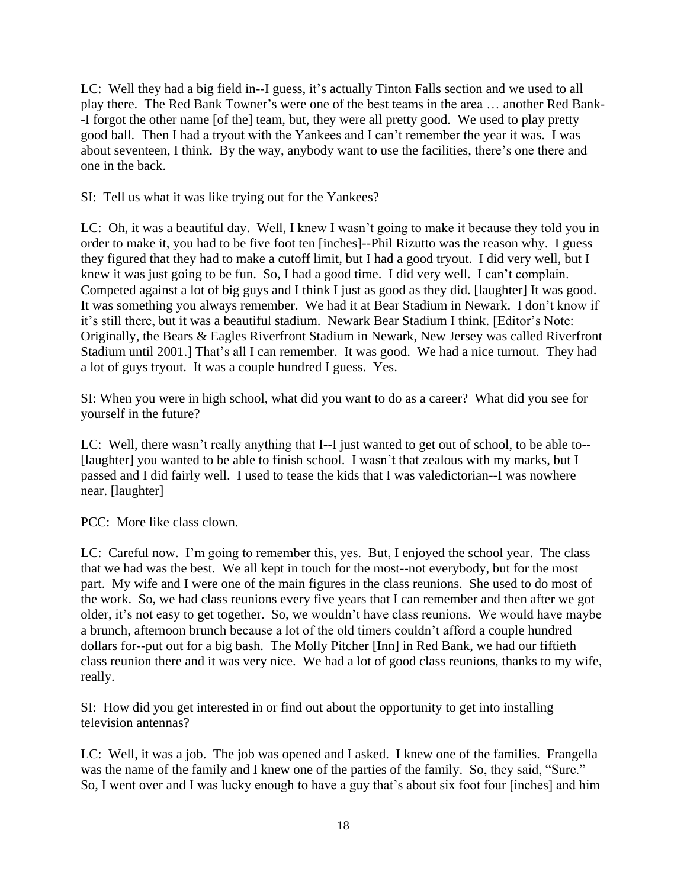LC: Well they had a big field in--I guess, it's actually Tinton Falls section and we used to all play there. The Red Bank Towner's were one of the best teams in the area … another Red Bank--I forgot the other name [of the] team, but, they were all pretty good. We used to play pretty good ball. Then I had a tryout with the Yankees and I can't remember the year it was. I was about seventeen, I think. By the way, anybody want to use the facilities, there's one there and one in the back.

SI: Tell us what it was like trying out for the Yankees?

LC: Oh, it was a beautiful day. Well, I knew I wasn't going to make it because they told you in order to make it, you had to be five foot ten [inches]--Phil Rizutto was the reason why. I guess they figured that they had to make a cutoff limit, but I had a good tryout. I did very well, but I knew it was just going to be fun. So, I had a good time. I did very well. I can't complain. Competed against a lot of big guys and I think I just as good as they did. [laughter] It was good. It was something you always remember. We had it at Bear Stadium in Newark. I don't know if it's still there, but it was a beautiful stadium. Newark Bear Stadium I think. [Editor's Note: Originally, the Bears & Eagles Riverfront Stadium in Newark, New Jersey was called Riverfront Stadium until 2001.] That's all I can remember. It was good. We had a nice turnout. They had a lot of guys tryout. It was a couple hundred I guess. Yes.

SI: When you were in high school, what did you want to do as a career? What did you see for yourself in the future?

LC: Well, there wasn't really anything that I--I just wanted to get out of school, to be able to--[laughter] you wanted to be able to finish school. I wasn't that zealous with my marks, but I passed and I did fairly well. I used to tease the kids that I was valedictorian--I was nowhere near. [laughter]

PCC: More like class clown.

LC: Careful now. I'm going to remember this, yes. But, I enjoyed the school year. The class that we had was the best. We all kept in touch for the most--not everybody, but for the most part. My wife and I were one of the main figures in the class reunions. She used to do most of the work. So, we had class reunions every five years that I can remember and then after we got older, it's not easy to get together. So, we wouldn't have class reunions. We would have maybe a brunch, afternoon brunch because a lot of the old timers couldn't afford a couple hundred dollars for--put out for a big bash. The Molly Pitcher [Inn] in Red Bank, we had our fiftieth class reunion there and it was very nice. We had a lot of good class reunions, thanks to my wife, really.

SI: How did you get interested in or find out about the opportunity to get into installing television antennas?

LC: Well, it was a job. The job was opened and I asked. I knew one of the families. Frangella was the name of the family and I knew one of the parties of the family. So, they said, "Sure." So, I went over and I was lucky enough to have a guy that's about six foot four [inches] and him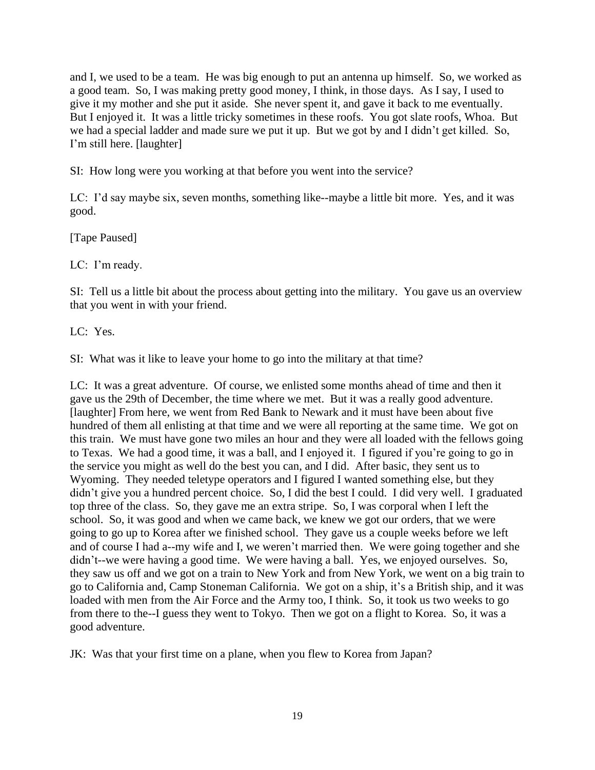and I, we used to be a team. He was big enough to put an antenna up himself. So, we worked as a good team. So, I was making pretty good money, I think, in those days. As I say, I used to give it my mother and she put it aside. She never spent it, and gave it back to me eventually. But I enjoyed it. It was a little tricky sometimes in these roofs. You got slate roofs, Whoa. But we had a special ladder and made sure we put it up. But we got by and I didn't get killed. So, I'm still here. [laughter]

SI: How long were you working at that before you went into the service?

LC: I'd say maybe six, seven months, something like--maybe a little bit more. Yes, and it was good.

[Tape Paused]

LC: I'm ready.

SI: Tell us a little bit about the process about getting into the military. You gave us an overview that you went in with your friend.

LC: Yes.

SI: What was it like to leave your home to go into the military at that time?

LC: It was a great adventure. Of course, we enlisted some months ahead of time and then it gave us the 29th of December, the time where we met. But it was a really good adventure. [laughter] From here, we went from Red Bank to Newark and it must have been about five hundred of them all enlisting at that time and we were all reporting at the same time. We got on this train. We must have gone two miles an hour and they were all loaded with the fellows going to Texas. We had a good time, it was a ball, and I enjoyed it. I figured if you're going to go in the service you might as well do the best you can, and I did. After basic, they sent us to Wyoming. They needed teletype operators and I figured I wanted something else, but they didn't give you a hundred percent choice. So, I did the best I could. I did very well. I graduated top three of the class. So, they gave me an extra stripe. So, I was corporal when I left the school. So, it was good and when we came back, we knew we got our orders, that we were going to go up to Korea after we finished school. They gave us a couple weeks before we left and of course I had a--my wife and I, we weren't married then. We were going together and she didn't't--we were having a good time. We were having a ball. Yes, we enjoyed ourselves. So, they saw us off and we got on a train to New York and from New York, we went on a big train to go to California and, Camp Stoneman California. We got on a ship, it's a British ship, and it was loaded with men from the Air Force and the Army too, I think. So, it took us two weeks to go from there to the--I guess they went to Tokyo. Then we got on a flight to Korea. So, it was a good adventure.

JK: Was that your first time on a plane, when you flew to Korea from Japan?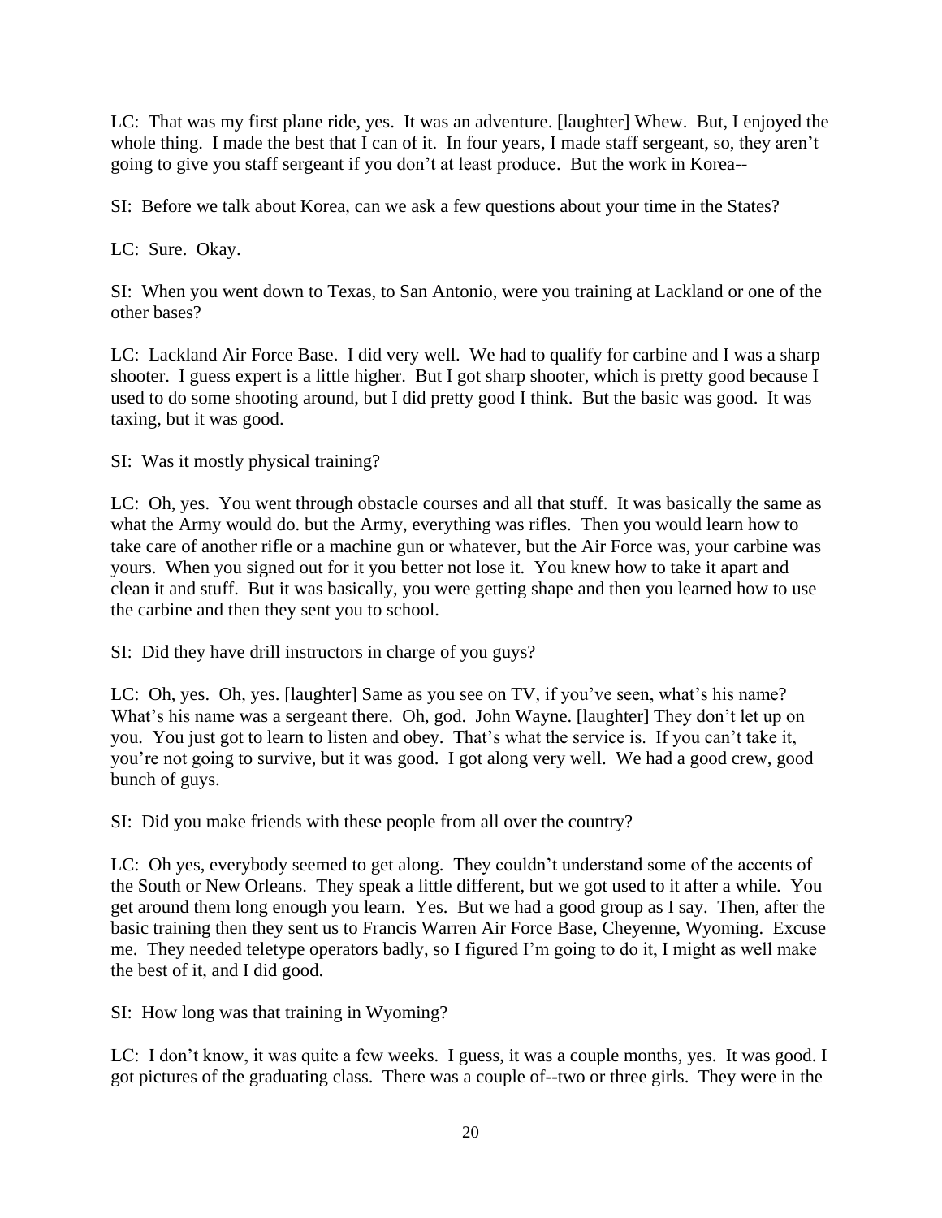LC: That was my first plane ride, yes. It was an adventure. [laughter] Whew. But, I enjoyed the whole thing. I made the best that I can of it. In four years, I made staff sergeant, so, they aren't going to give you staff sergeant if you don't at least produce. But the work in Korea--

SI: Before we talk about Korea, can we ask a few questions about your time in the States?

LC: Sure. Okay.

SI: When you went down to Texas, to San Antonio, were you training at Lackland or one of the other bases?

LC: Lackland Air Force Base. I did very well. We had to qualify for carbine and I was a sharp shooter. I guess expert is a little higher. But I got sharp shooter, which is pretty good because I used to do some shooting around, but I did pretty good I think. But the basic was good. It was taxing, but it was good.

SI: Was it mostly physical training?

LC: Oh, yes. You went through obstacle courses and all that stuff. It was basically the same as what the Army would do. but the Army, everything was rifles. Then you would learn how to take care of another rifle or a machine gun or whatever, but the Air Force was, your carbine was yours. When you signed out for it you better not lose it. You knew how to take it apart and clean it and stuff. But it was basically, you were getting shape and then you learned how to use the carbine and then they sent you to school.

SI: Did they have drill instructors in charge of you guys?

LC: Oh, yes. Oh, yes. [laughter] Same as you see on TV, if you've seen, what's his name? What's his name was a sergeant there. Oh, god. John Wayne. [laughter] They don't let up on you. You just got to learn to listen and obey. That's what the service is. If you can't take it, you're not going to survive, but it was good. I got along very well. We had a good crew, good bunch of guys.

SI: Did you make friends with these people from all over the country?

LC: Oh yes, everybody seemed to get along. They couldn't understand some of the accents of the South or New Orleans. They speak a little different, but we got used to it after a while. You get around them long enough you learn. Yes. But we had a good group as I say. Then, after the basic training then they sent us to Francis Warren Air Force Base, Cheyenne, Wyoming. Excuse me. They needed teletype operators badly, so I figured I'm going to do it, I might as well make the best of it, and I did good.

SI: How long was that training in Wyoming?

LC: I don't know, it was quite a few weeks. I guess, it was a couple months, yes. It was good. I got pictures of the graduating class. There was a couple of--two or three girls. They were in the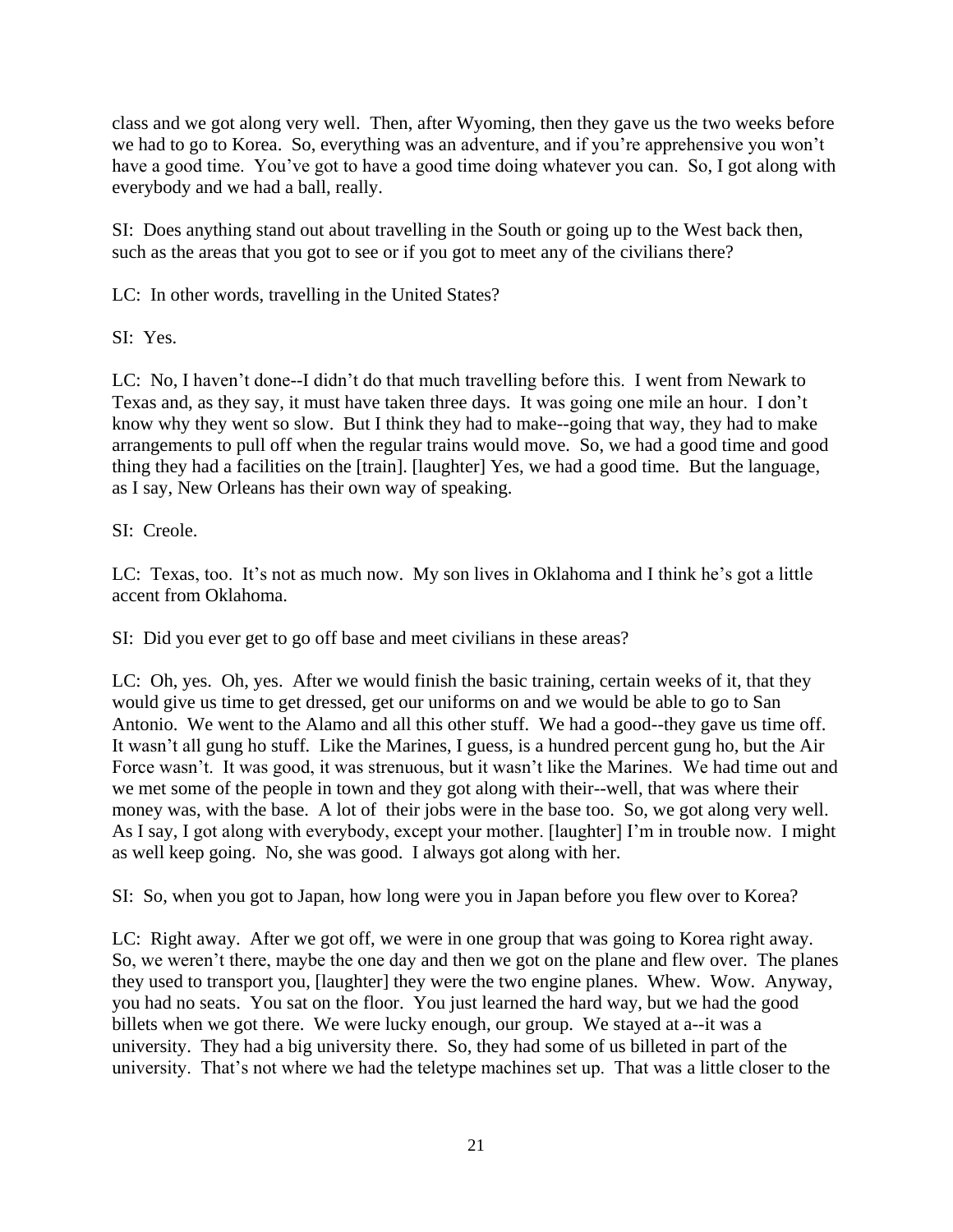class and we got along very well. Then, after Wyoming, then they gave us the two weeks before we had to go to Korea. So, everything was an adventure, and if you're apprehensive you won't have a good time. You've got to have a good time doing whatever you can. So, I got along with everybody and we had a ball, really.

SI: Does anything stand out about travelling in the South or going up to the West back then, such as the areas that you got to see or if you got to meet any of the civilians there?

LC: In other words, travelling in the United States?

SI: Yes.

LC: No, I haven't done--I didn't do that much travelling before this. I went from Newark to Texas and, as they say, it must have taken three days. It was going one mile an hour. I don't know why they went so slow. But I think they had to make--going that way, they had to make arrangements to pull off when the regular trains would move. So, we had a good time and good thing they had a facilities on the [train]. [laughter] Yes, we had a good time. But the language, as I say, New Orleans has their own way of speaking.

SI: Creole.

LC: Texas, too. It's not as much now. My son lives in Oklahoma and I think he's got a little accent from Oklahoma.

SI: Did you ever get to go off base and meet civilians in these areas?

LC: Oh, yes. Oh, yes. After we would finish the basic training, certain weeks of it, that they would give us time to get dressed, get our uniforms on and we would be able to go to San Antonio. We went to the Alamo and all this other stuff. We had a good--they gave us time off. It wasn't all gung ho stuff. Like the Marines, I guess, is a hundred percent gung ho, but the Air Force wasn't. It was good, it was strenuous, but it wasn't like the Marines. We had time out and we met some of the people in town and they got along with their--well, that was where their money was, with the base. A lot of their jobs were in the base too. So, we got along very well. As I say, I got along with everybody, except your mother. [laughter] I'm in trouble now. I might as well keep going. No, she was good. I always got along with her.

SI: So, when you got to Japan, how long were you in Japan before you flew over to Korea?

LC: Right away. After we got off, we were in one group that was going to Korea right away. So, we weren't there, maybe the one day and then we got on the plane and flew over. The planes they used to transport you, [laughter] they were the two engine planes. Whew. Wow. Anyway, you had no seats. You sat on the floor. You just learned the hard way, but we had the good billets when we got there. We were lucky enough, our group. We stayed at a--it was a university. They had a big university there. So, they had some of us billeted in part of the university. That's not where we had the teletype machines set up. That was a little closer to the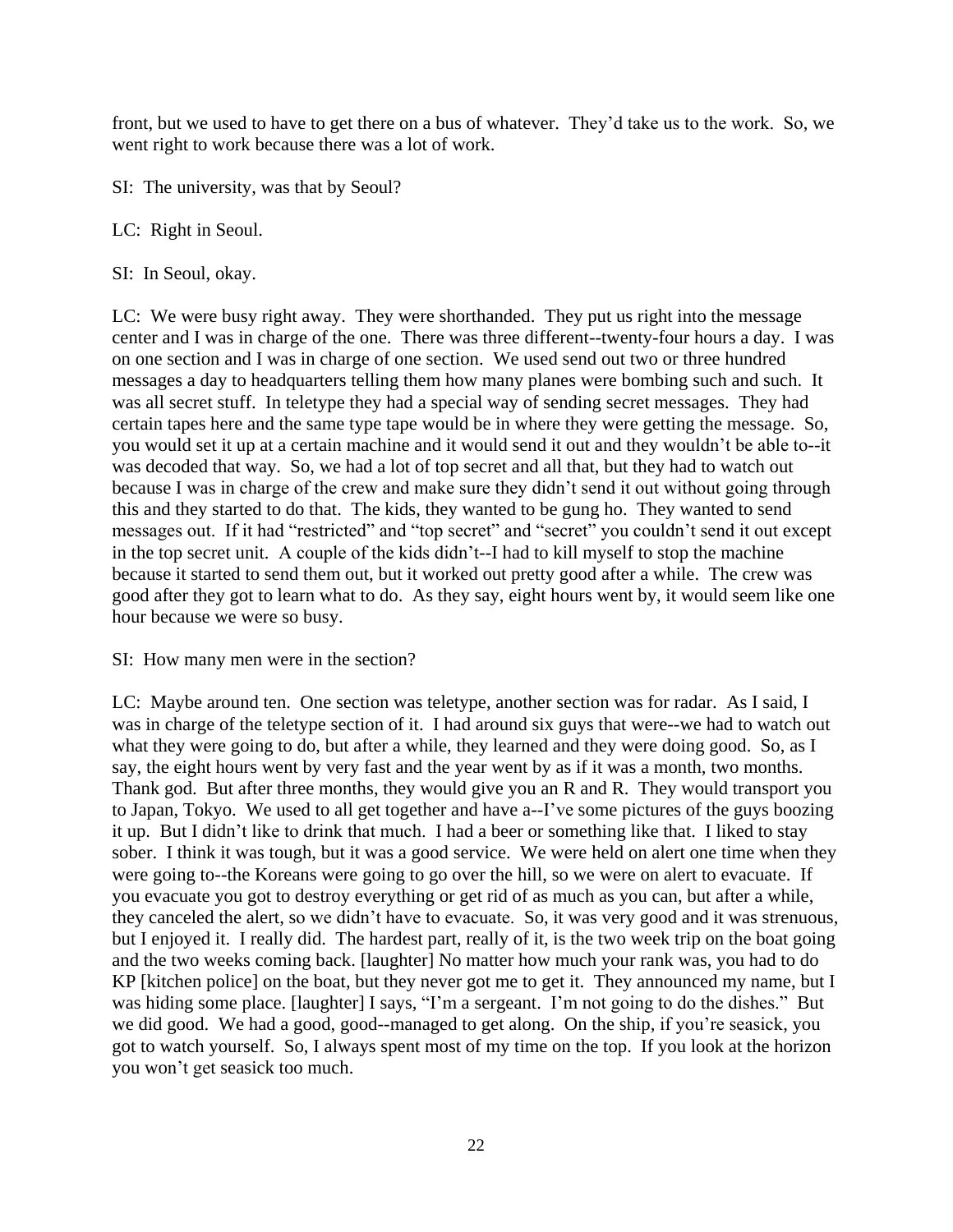front, but we used to have to get there on a bus of whatever. They'd take us to the work. So, we went right to work because there was a lot of work.

SI: The university, was that by Seoul?

LC: Right in Seoul.

SI: In Seoul, okay.

LC: We were busy right away. They were shorthanded. They put us right into the message center and I was in charge of the one. There was three different--twenty-four hours a day. I was on one section and I was in charge of one section. We used send out two or three hundred messages a day to headquarters telling them how many planes were bombing such and such. It was all secret stuff. In teletype they had a special way of sending secret messages. They had certain tapes here and the same type tape would be in where they were getting the message. So, you would set it up at a certain machine and it would send it out and they wouldn't be able to--it was decoded that way. So, we had a lot of top secret and all that, but they had to watch out because I was in charge of the crew and make sure they didn't send it out without going through this and they started to do that. The kids, they wanted to be gung ho. They wanted to send messages out. If it had "restricted" and "top secret" and "secret" you couldn't send it out except in the top secret unit. A couple of the kids didn't--I had to kill myself to stop the machine because it started to send them out, but it worked out pretty good after a while. The crew was good after they got to learn what to do. As they say, eight hours went by, it would seem like one hour because we were so busy.

SI: How many men were in the section?

LC: Maybe around ten. One section was teletype, another section was for radar. As I said, I was in charge of the teletype section of it. I had around six guys that were--we had to watch out what they were going to do, but after a while, they learned and they were doing good. So, as I say, the eight hours went by very fast and the year went by as if it was a month, two months. Thank god. But after three months, they would give you an R and R. They would transport you to Japan, Tokyo. We used to all get together and have a--I've some pictures of the guys boozing it up. But I didn't like to drink that much. I had a beer or something like that. I liked to stay sober. I think it was tough, but it was a good service. We were held on alert one time when they were going to--the Koreans were going to go over the hill, so we were on alert to evacuate. If you evacuate you got to destroy everything or get rid of as much as you can, but after a while, they canceled the alert, so we didn't have to evacuate. So, it was very good and it was strenuous, but I enjoyed it. I really did. The hardest part, really of it, is the two week trip on the boat going and the two weeks coming back. [laughter] No matter how much your rank was, you had to do KP [kitchen police] on the boat, but they never got me to get it. They announced my name, but I was hiding some place. [laughter] I says, "I'm a sergeant. I'm not going to do the dishes." But we did good. We had a good, good--managed to get along. On the ship, if you're seasick, you got to watch yourself. So, I always spent most of my time on the top. If you look at the horizon you won't get seasick too much.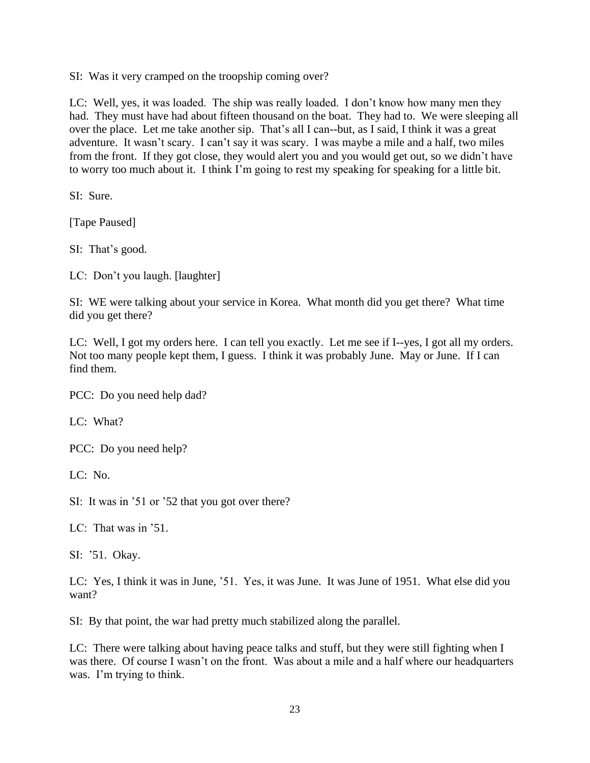SI: Was it very cramped on the troopship coming over?

LC: Well, yes, it was loaded. The ship was really loaded. I don't know how many men they had. They must have had about fifteen thousand on the boat. They had to. We were sleeping all over the place. Let me take another sip. That's all I can--but, as I said, I think it was a great adventure. It wasn't scary. I can't say it was scary. I was maybe a mile and a half, two miles from the front. If they got close, they would alert you and you would get out, so we didn't have to worry too much about it. I think I'm going to rest my speaking for speaking for a little bit.

SI: Sure.

[Tape Paused]

SI: That's good.

LC: Don't you laugh. [laughter]

SI: WE were talking about your service in Korea. What month did you get there? What time did you get there?

LC: Well, I got my orders here. I can tell you exactly. Let me see if I--yes, I got all my orders. Not too many people kept them, I guess. I think it was probably June. May or June. If I can find them.

PCC: Do you need help dad?

LC: What?

PCC: Do you need help?

LC: No.

SI: It was in '51 or '52 that you got over there?

LC: That was in '51.

SI: '51. Okay.

LC: Yes, I think it was in June, '51. Yes, it was June. It was June of 1951. What else did you want?

SI: By that point, the war had pretty much stabilized along the parallel.

LC: There were talking about having peace talks and stuff, but they were still fighting when I was there. Of course I wasn't on the front. Was about a mile and a half where our headquarters was. I'm trying to think.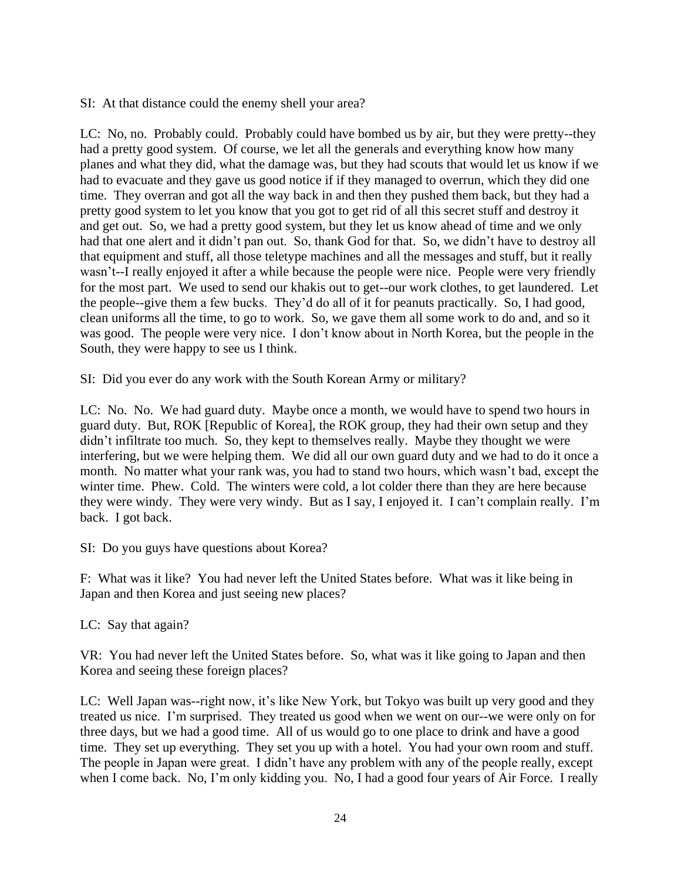SI: At that distance could the enemy shell your area?

LC: No, no. Probably could. Probably could have bombed us by air, but they were pretty--they had a pretty good system. Of course, we let all the generals and everything know how many planes and what they did, what the damage was, but they had scouts that would let us know if we had to evacuate and they gave us good notice if if they managed to overrun, which they did one time. They overran and got all the way back in and then they pushed them back, but they had a pretty good system to let you know that you got to get rid of all this secret stuff and destroy it and get out. So, we had a pretty good system, but they let us know ahead of time and we only had that one alert and it didn't pan out. So, thank God for that. So, we didn't have to destroy all that equipment and stuff, all those teletype machines and all the messages and stuff, but it really wasn't--I really enjoyed it after a while because the people were nice. People were very friendly for the most part. We used to send our khakis out to get--our work clothes, to get laundered. Let the people--give them a few bucks. They'd do all of it for peanuts practically. So, I had good, clean uniforms all the time, to go to work. So, we gave them all some work to do and, and so it was good. The people were very nice. I don't know about in North Korea, but the people in the South, they were happy to see us I think.

SI: Did you ever do any work with the South Korean Army or military?

LC: No. No. We had guard duty. Maybe once a month, we would have to spend two hours in guard duty. But, ROK [Republic of Korea], the ROK group, they had their own setup and they didn't infiltrate too much. So, they kept to themselves really. Maybe they thought we were interfering, but we were helping them. We did all our own guard duty and we had to do it once a month. No matter what your rank was, you had to stand two hours, which wasn't bad, except the winter time. Phew. Cold. The winters were cold, a lot colder there than they are here because they were windy. They were very windy. But as I say, I enjoyed it. I can't complain really. I'm back. I got back.

SI: Do you guys have questions about Korea?

F: What was it like? You had never left the United States before. What was it like being in Japan and then Korea and just seeing new places?

LC: Say that again?

VR: You had never left the United States before. So, what was it like going to Japan and then Korea and seeing these foreign places?

LC: Well Japan was--right now, it's like New York, but Tokyo was built up very good and they treated us nice. I'm surprised. They treated us good when we went on our--we were only on for three days, but we had a good time. All of us would go to one place to drink and have a good time. They set up everything. They set you up with a hotel. You had your own room and stuff. The people in Japan were great. I didn't have any problem with any of the people really, except when I come back. No, I'm only kidding you. No, I had a good four years of Air Force. I really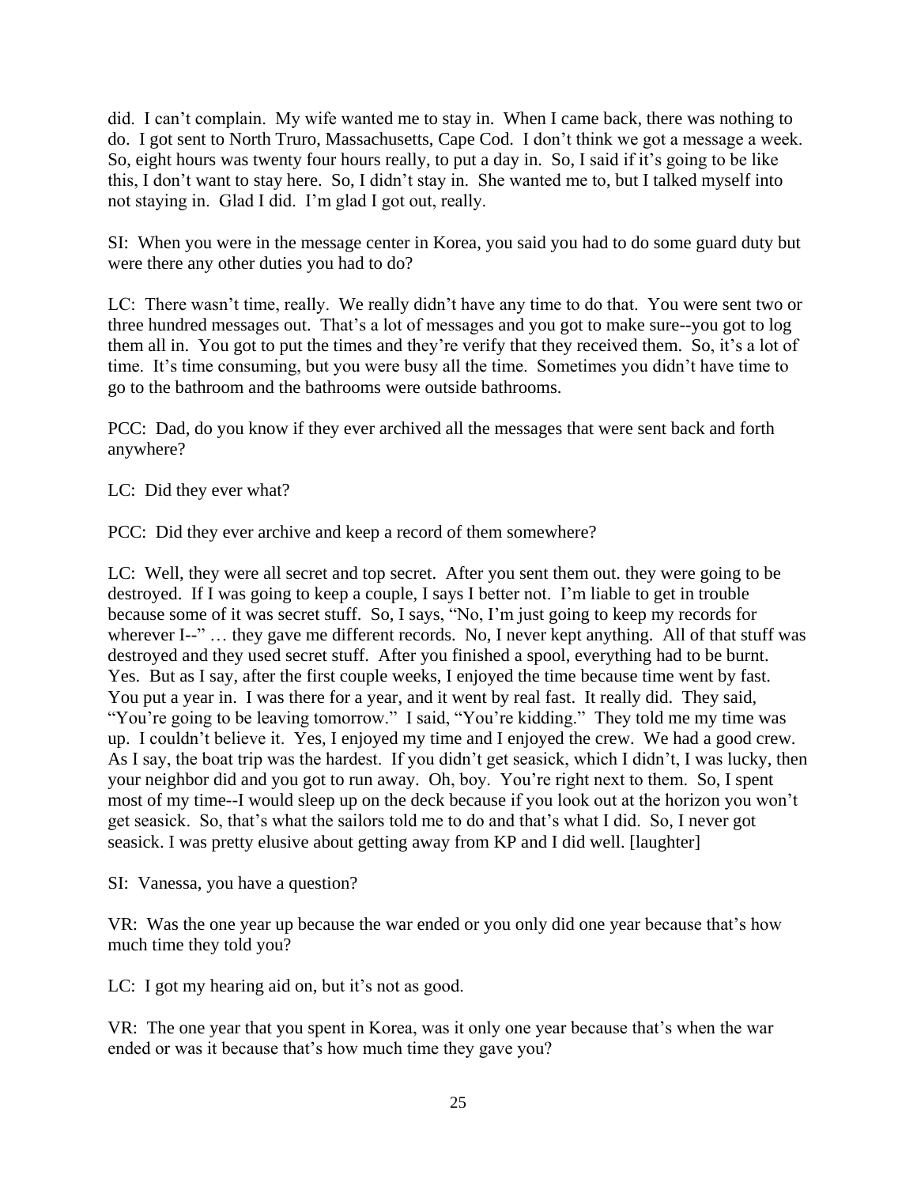did. I can't complain. My wife wanted me to stay in. When I came back, there was nothing to do. I got sent to North Truro, Massachusetts, Cape Cod. I don't think we got a message a week. So, eight hours was twenty four hours really, to put a day in. So, I said if it's going to be like this, I don't want to stay here. So, I didn't stay in. She wanted me to, but I talked myself into not staying in. Glad I did. I'm glad I got out, really.

SI: When you were in the message center in Korea, you said you had to do some guard duty but were there any other duties you had to do?

LC: There wasn't time, really. We really didn't have any time to do that. You were sent two or three hundred messages out. That's a lot of messages and you got to make sure--you got to log them all in. You got to put the times and they're verify that they received them. So, it's a lot of time. It's time consuming, but you were busy all the time. Sometimes you didn't have time to go to the bathroom and the bathrooms were outside bathrooms.

PCC: Dad, do you know if they ever archived all the messages that were sent back and forth anywhere?

LC: Did they ever what?

PCC: Did they ever archive and keep a record of them somewhere?

LC: Well, they were all secret and top secret. After you sent them out. they were going to be destroyed. If I was going to keep a couple, I says I better not. I'm liable to get in trouble because some of it was secret stuff. So, I says, "No, I'm just going to keep my records for wherever I--" … they gave me different records. No, I never kept anything. All of that stuff was destroyed and they used secret stuff. After you finished a spool, everything had to be burnt. Yes. But as I say, after the first couple weeks, I enjoyed the time because time went by fast. You put a year in. I was there for a year, and it went by real fast. It really did. They said, "You're going to be leaving tomorrow." I said, "You're kidding." They told me my time was up. I couldn't believe it. Yes, I enjoyed my time and I enjoyed the crew. We had a good crew. As I say, the boat trip was the hardest. If you didn't get seasick, which I didn't, I was lucky, then your neighbor did and you got to run away. Oh, boy. You're right next to them. So, I spent most of my time--I would sleep up on the deck because if you look out at the horizon you won't get seasick. So, that's what the sailors told me to do and that's what I did. So, I never got seasick. I was pretty elusive about getting away from KP and I did well. [laughter]

SI: Vanessa, you have a question?

VR: Was the one year up because the war ended or you only did one year because that's how much time they told you?

LC: I got my hearing aid on, but it's not as good.

VR: The one year that you spent in Korea, was it only one year because that's when the war ended or was it because that's how much time they gave you?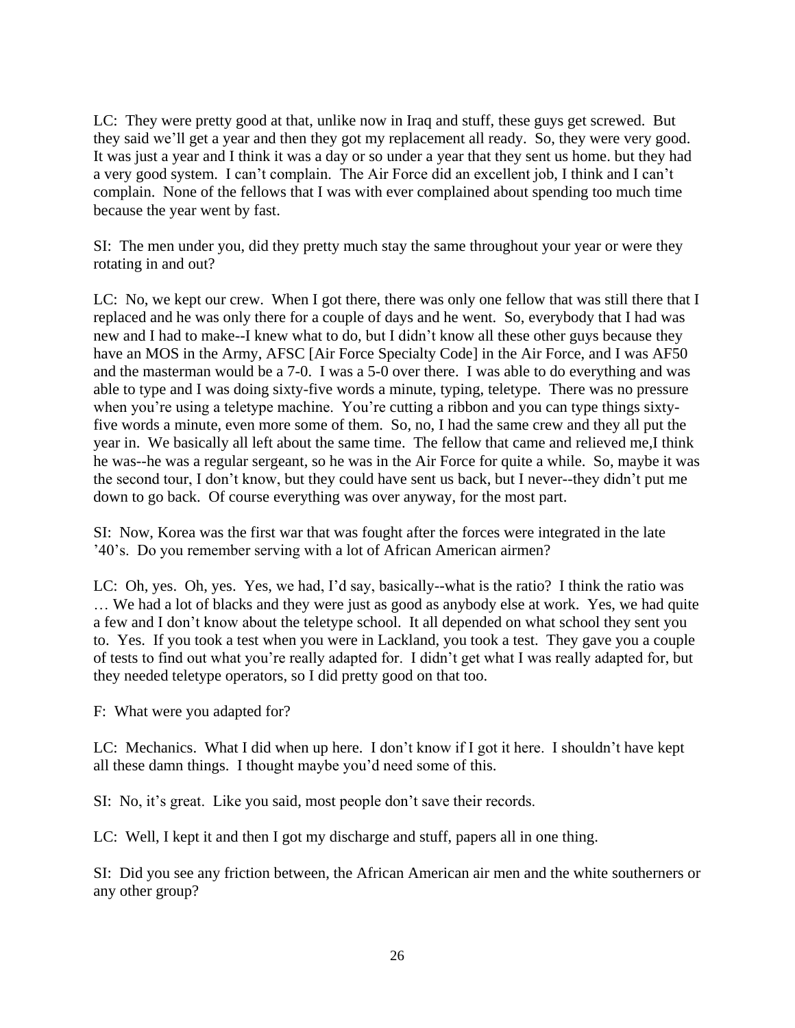LC: They were pretty good at that, unlike now in Iraq and stuff, these guys get screwed. But they said we'll get a year and then they got my replacement all ready. So, they were very good. It was just a year and I think it was a day or so under a year that they sent us home. but they had a very good system. I can't complain. The Air Force did an excellent job, I think and I can't complain. None of the fellows that I was with ever complained about spending too much time because the year went by fast.

SI: The men under you, did they pretty much stay the same throughout your year or were they rotating in and out?

LC: No, we kept our crew. When I got there, there was only one fellow that was still there that I replaced and he was only there for a couple of days and he went. So, everybody that I had was new and I had to make--I knew what to do, but I didn't know all these other guys because they have an MOS in the Army, AFSC [Air Force Specialty Code] in the Air Force, and I was AF50 and the masterman would be a 7-0. I was a 5-0 over there. I was able to do everything and was able to type and I was doing sixty-five words a minute, typing, teletype. There was no pressure when you're using a teletype machine. You're cutting a ribbon and you can type things sixty-five words a minute, even more some of them. So, no, I had the same crew and they all put the year in. We basically all left about the same time. The fellow that came and relieved me,I think he was--he was a regular sergeant, so he was in the Air Force for quite a while. So, maybe it was the second tour, I don't know, but they could have sent us back, but I never--they didn't put me down to go back. Of course everything was over anyway, for the most part.

SI: Now, Korea was the first war that was fought after the forces were integrated in the late '40's. Do you remember serving with a lot of African American airmen?

LC: Oh, yes. Oh, yes. Yes, we had, I'd say, basically--what is the ratio? I think the ratio was … We had a lot of blacks and they were just as good as anybody else at work. Yes, we had quite a few and I don't know about the teletype school. It all depended on what school they sent you to. Yes. If you took a test when you were in Lackland, you took a test. They gave you a couple of tests to find out what you're really adapted for. I didn't get what I was really adapted for, but they needed teletype operators, so I did pretty good on that too.

F: What were you adapted for?

LC: Mechanics. What I did when up here. I don't know if I got it here. I shouldn't have kept all these damn things. I thought maybe you'd need some of this.

SI: No, it's great. Like you said, most people don't save their records.

LC: Well, I kept it and then I got my discharge and stuff, papers all in one thing.

SI: Did you see any friction between, the African American air men and the white southerners or any other group?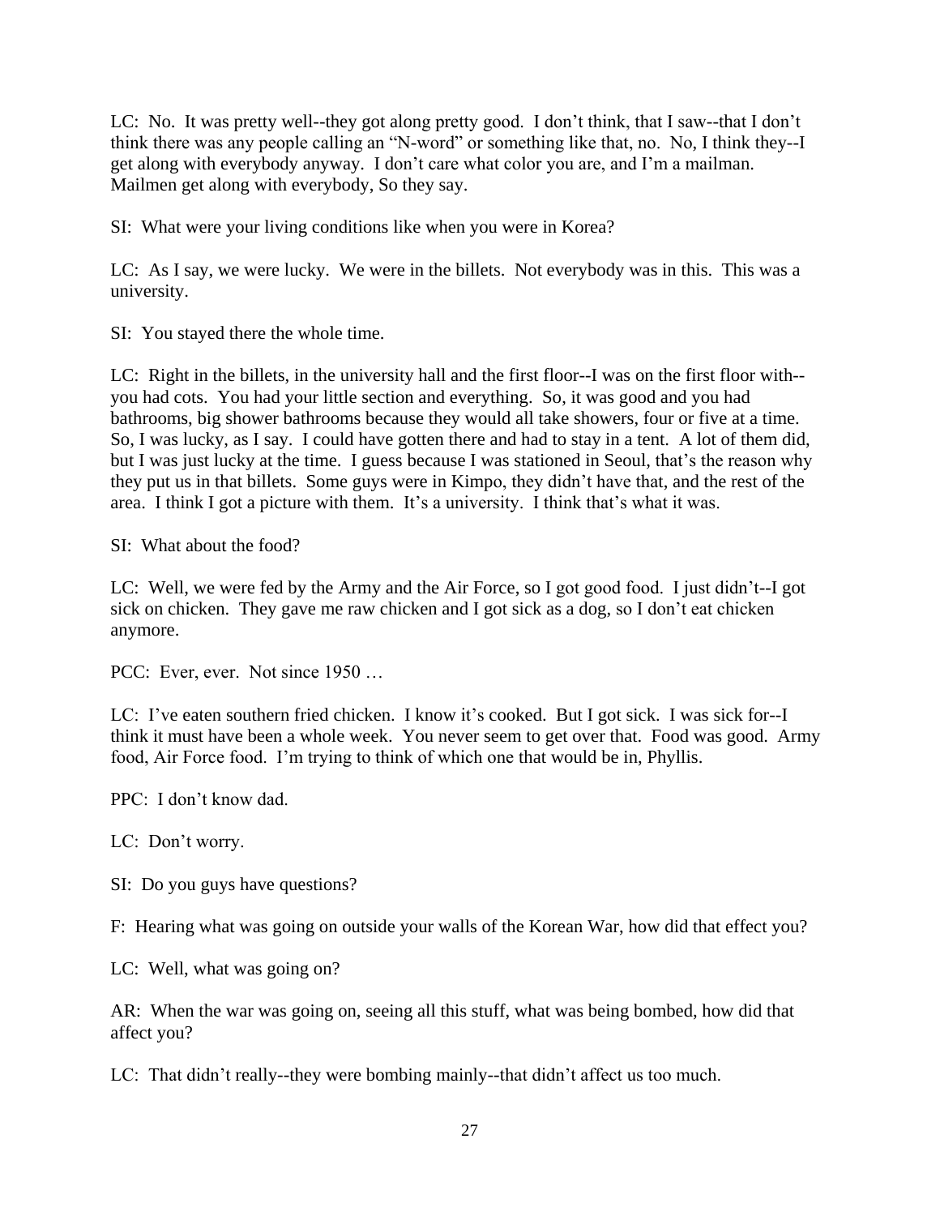LC: No. It was pretty well--they got along pretty good. I don't think, that I saw--that I don't think there was any people calling an "N-word" or something like that, no. No, I think they--I get along with everybody anyway. I don't care what color you are, and I'm a mailman. Mailmen get along with everybody, So they say.

SI: What were your living conditions like when you were in Korea?

LC: As I say, we were lucky. We were in the billets. Not everybody was in this. This was a university.

SI: You stayed there the whole time.

LC: Right in the billets, in the university hall and the first floor--I was on the first floor with--you had cots. You had your little section and everything. So, it was good and you had bathrooms, big shower bathrooms because they would all take showers, four or five at a time. So, I was lucky, as I say. I could have gotten there and had to stay in a tent. A lot of them did, but I was just lucky at the time. I guess because I was stationed in Seoul, that's the reason why they put us in that billets. Some guys were in Kimpo, they didn't have that, and the rest of the area. I think I got a picture with them. It's a university. I think that's what it was.

SI: What about the food?

LC: Well, we were fed by the Army and the Air Force, so I got good food. I just didn't--I got sick on chicken. They gave me raw chicken and I got sick as a dog, so I don't eat chicken anymore.

PCC: Ever, ever. Not since 1950 …

LC: I've eaten southern fried chicken. I know it's cooked. But I got sick. I was sick for--I think it must have been a whole week. You never seem to get over that. Food was good. Army food, Air Force food. I'm trying to think of which one that would be in, Phyllis.

PPC: I don't know dad.

LC: Don't worry.

SI: Do you guys have questions?

F: Hearing what was going on outside your walls of the Korean War, how did that effect you?

LC: Well, what was going on?

AR: When the war was going on, seeing all this stuff, what was being bombed, how did that affect you?

LC: That didn't really--they were bombing mainly--that didn't affect us too much.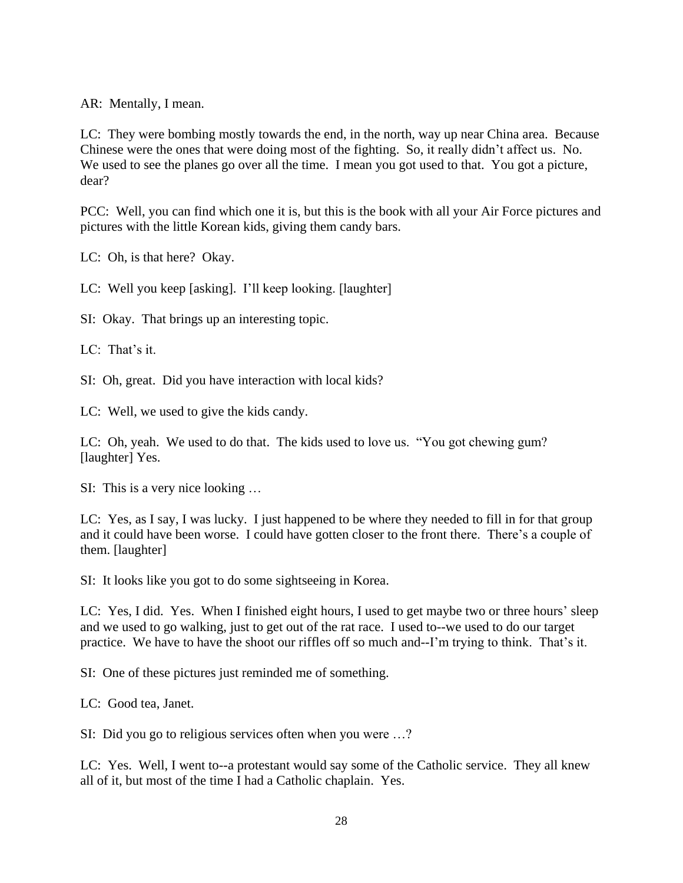AR: Mentally, I mean.

LC: They were bombing mostly towards the end, in the north, way up near China area. Because Chinese were the ones that were doing most of the fighting. So, it really didn't affect us. No. We used to see the planes go over all the time. I mean you got used to that. You got a picture, dear?

PCC: Well, you can find which one it is, but this is the book with all your Air Force pictures and pictures with the little Korean kids, giving them candy bars.

LC: Oh, is that here? Okay.

LC: Well you keep [asking]. I'll keep looking. [laughter]

SI: Okay. That brings up an interesting topic.

LC: That's it.

SI: Oh, great. Did you have interaction with local kids?

LC: Well, we used to give the kids candy.

LC: Oh, yeah. We used to do that. The kids used to love us. "You got chewing gum? [laughter] Yes.

SI: This is a very nice looking …

LC: Yes, as I say, I was lucky. I just happened to be where they needed to fill in for that group and it could have been worse. I could have gotten closer to the front there. There's a couple of them. [laughter]

SI: It looks like you got to do some sightseeing in Korea.

LC: Yes, I did. Yes. When I finished eight hours, I used to get maybe two or three hours' sleep and we used to go walking, just to get out of the rat race. I used to--we used to do our target practice. We have to have the shoot our riffles off so much and--I'm trying to think. That's it.

SI: One of these pictures just reminded me of something.

LC: Good tea, Janet.

SI: Did you go to religious services often when you were …?

LC: Yes. Well, I went to--a protestant would say some of the Catholic service. They all knew all of it, but most of the time I had a Catholic chaplain. Yes.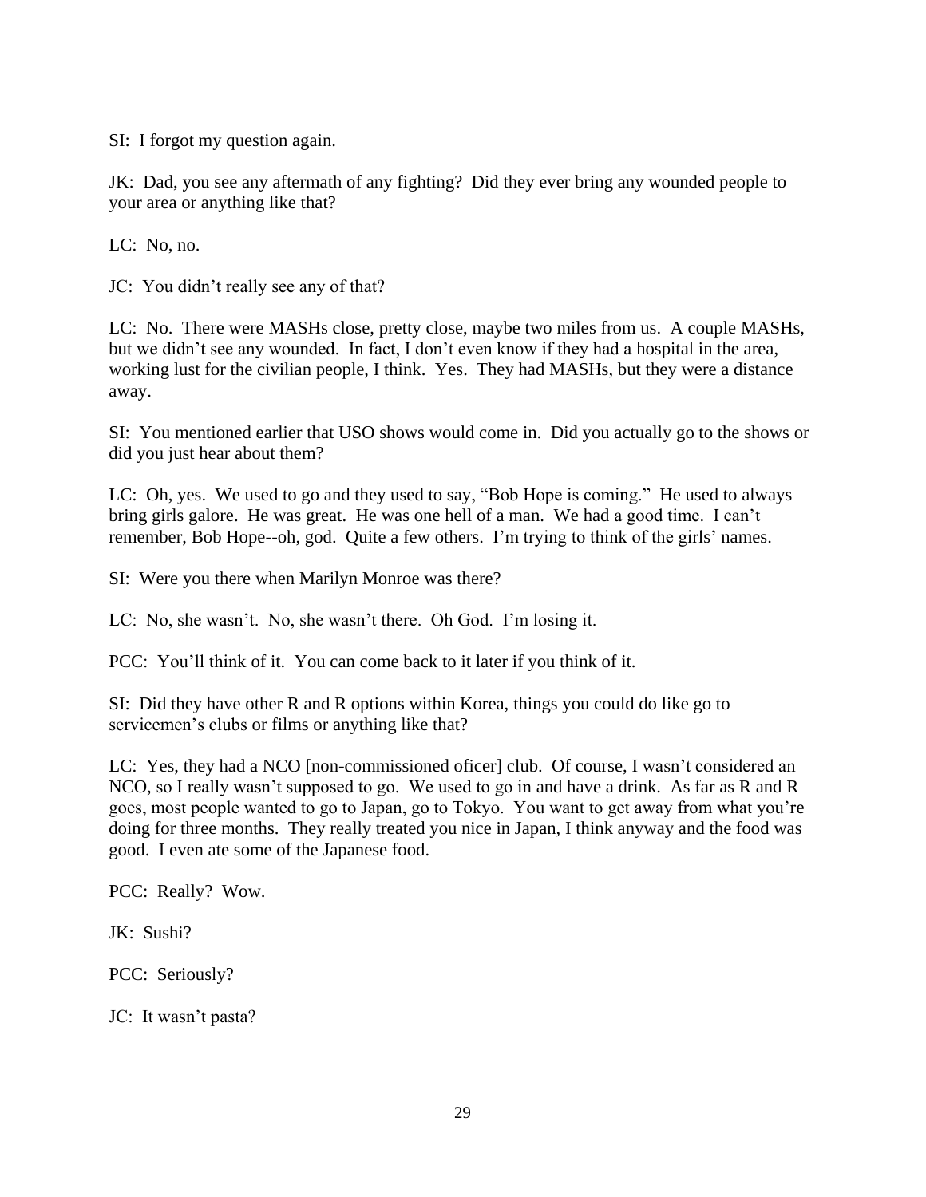SI: I forgot my question again.

JK: Dad, you see any aftermath of any fighting? Did they ever bring any wounded people to your area or anything like that?

LC: No, no.

JC: You didn't really see any of that?

LC: No. There were MASHs close, pretty close, maybe two miles from us. A couple MASHs, but we didn't see any wounded. In fact, I don't even know if they had a hospital in the area, working lust for the civilian people, I think. Yes. They had MASHs, but they were a distance away.

SI: You mentioned earlier that USO shows would come in. Did you actually go to the shows or did you just hear about them?

LC: Oh, yes. We used to go and they used to say, "Bob Hope is coming." He used to always bring girls galore. He was great. He was one hell of a man. We had a good time. I can't remember, Bob Hope--oh, god. Quite a few others. I'm trying to think of the girls' names.

SI: Were you there when Marilyn Monroe was there?

LC: No, she wasn't. No, she wasn't there. Oh God. I'm losing it.

PCC: You'll think of it. You can come back to it later if you think of it.

SI: Did they have other R and R options within Korea, things you could do like go to servicemen's clubs or films or anything like that?

LC: Yes, they had a NCO [non-commissioned oficer] club. Of course, I wasn't considered an NCO, so I really wasn't supposed to go. We used to go in and have a drink. As far as R and R goes, most people wanted to go to Japan, go to Tokyo. You want to get away from what you're doing for three months. They really treated you nice in Japan, I think anyway and the food was good. I even ate some of the Japanese food.

PCC: Really? Wow.

JK: Sushi?

PCC: Seriously?

JC: It wasn't pasta?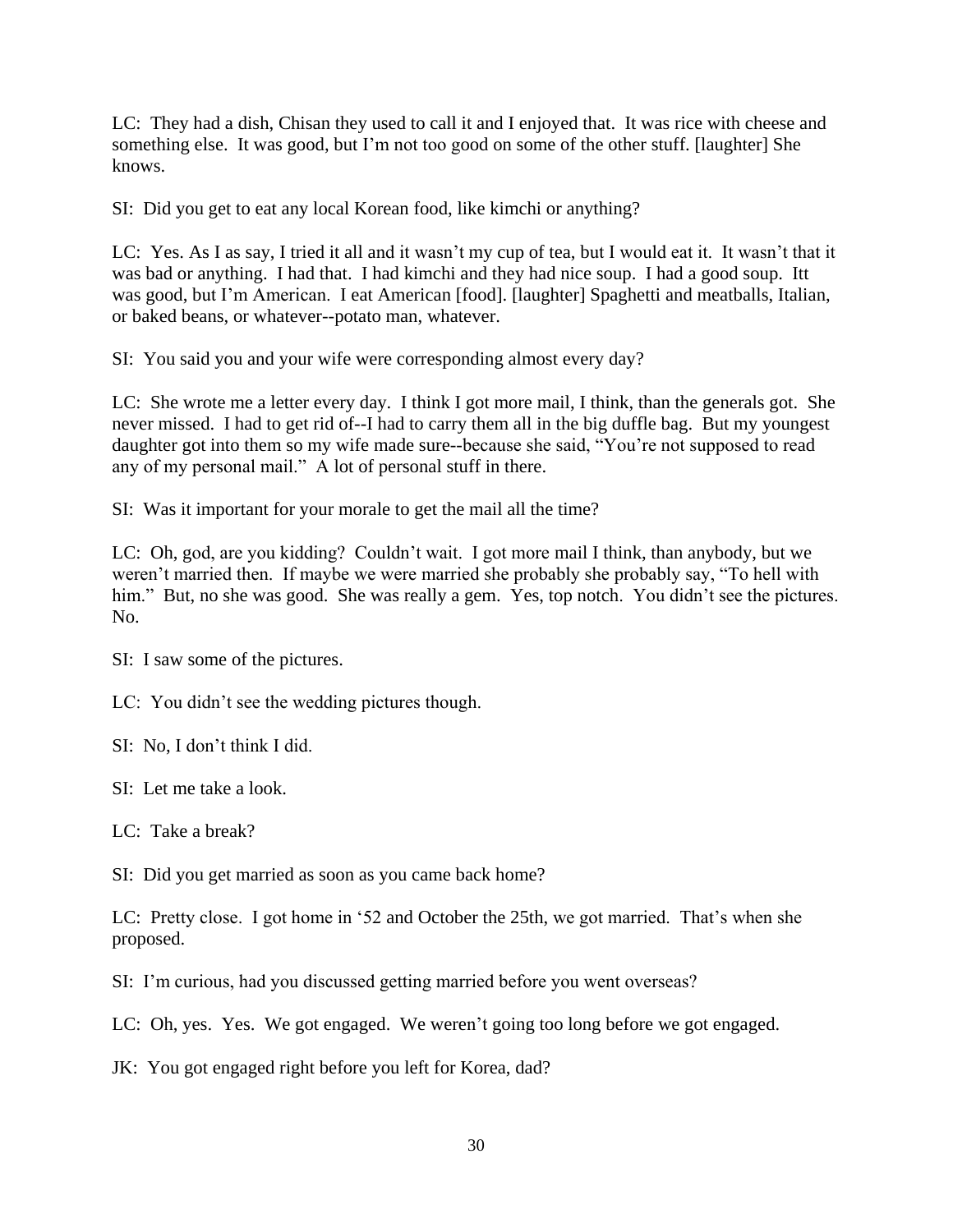LC: They had a dish, Chisan they used to call it and I enjoyed that. It was rice with cheese and something else. It was good, but I'm not too good on some of the other stuff. [laughter] She knows.

SI: Did you get to eat any local Korean food, like kimchi or anything?

LC: Yes. As I as say, I tried it all and it wasn't my cup of tea, but I would eat it. It wasn't that it was bad or anything. I had that. I had kimchi and they had nice soup. I had a good soup. Itt was good, but I'm American. I eat American [food]. [laughter] Spaghetti and meatballs, Italian, or baked beans, or whatever--potato man, whatever.

SI: You said you and your wife were corresponding almost every day?

LC: She wrote me a letter every day. I think I got more mail, I think, than the generals got. She never missed. I had to get rid of--I had to carry them all in the big duffle bag. But my youngest daughter got into them so my wife made sure--because she said, "You're not supposed to read any of my personal mail." A lot of personal stuff in there.

SI: Was it important for your morale to get the mail all the time?

LC: Oh, god, are you kidding? Couldn't wait. I got more mail I think, than anybody, but we weren't married then. If maybe we were married she probably she probably say, "To hell with him." But, no she was good. She was really a gem. Yes, top notch. You didn't see the pictures. No.

SI: I saw some of the pictures.

LC: You didn't see the wedding pictures though.

SI: No, I don't think I did.

SI: Let me take a look.

LC: Take a break?

SI: Did you get married as soon as you came back home?

LC: Pretty close. I got home in '52 and October the 25th, we got married. That's when she proposed.

SI: I'm curious, had you discussed getting married before you went overseas?

LC: Oh, yes. Yes. We got engaged. We weren't going too long before we got engaged.

JK: You got engaged right before you left for Korea, dad?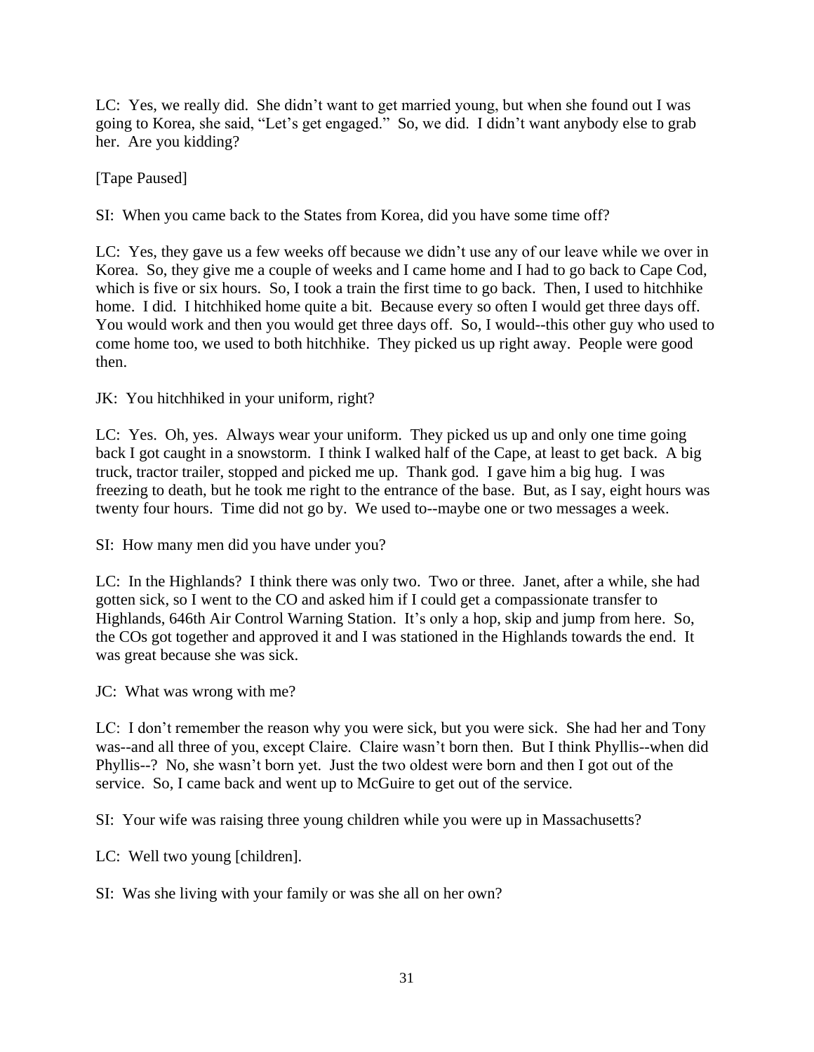LC: Yes, we really did. She didn't want to get married young, but when she found out I was going to Korea, she said, "Let's get engaged." So, we did. I didn't want anybody else to grab her. Are you kidding?

[Tape Paused]

SI: When you came back to the States from Korea, did you have some time off?

LC: Yes, they gave us a few weeks off because we didn't use any of our leave while we over in Korea. So, they give me a couple of weeks and I came home and I had to go back to Cape Cod, which is five or six hours. So, I took a train the first time to go back. Then, I used to hitchhike home. I did. I hitchhiked home quite a bit. Because every so often I would get three days off. You would work and then you would get three days off. So, I would--this other guy who used to come home too, we used to both hitchhike. They picked us up right away. People were good then.

JK: You hitchhiked in your uniform, right?

LC: Yes. Oh, yes. Always wear your uniform. They picked us up and only one time going back I got caught in a snowstorm. I think I walked half of the Cape, at least to get back. A big truck, tractor trailer, stopped and picked me up. Thank god. I gave him a big hug. I was freezing to death, but he took me right to the entrance of the base. But, as I say, eight hours was twenty four hours. Time did not go by. We used to--maybe one or two messages a week.

SI: How many men did you have under you?

LC: In the Highlands? I think there was only two. Two or three. Janet, after a while, she had gotten sick, so I went to the CO and asked him if I could get a compassionate transfer to Highlands, 646th Air Control Warning Station. It's only a hop, skip and jump from here. So, the COs got together and approved it and I was stationed in the Highlands towards the end. It was great because she was sick.

JC: What was wrong with me?

LC: I don't remember the reason why you were sick, but you were sick. She had her and Tony was--and all three of you, except Claire. Claire wasn't born then. But I think Phyllis--when did Phyllis--? No, she wasn't born yet. Just the two oldest were born and then I got out of the service. So, I came back and went up to McGuire to get out of the service.

SI: Your wife was raising three young children while you were up in Massachusetts?

LC: Well two young [children].

SI: Was she living with your family or was she all on her own?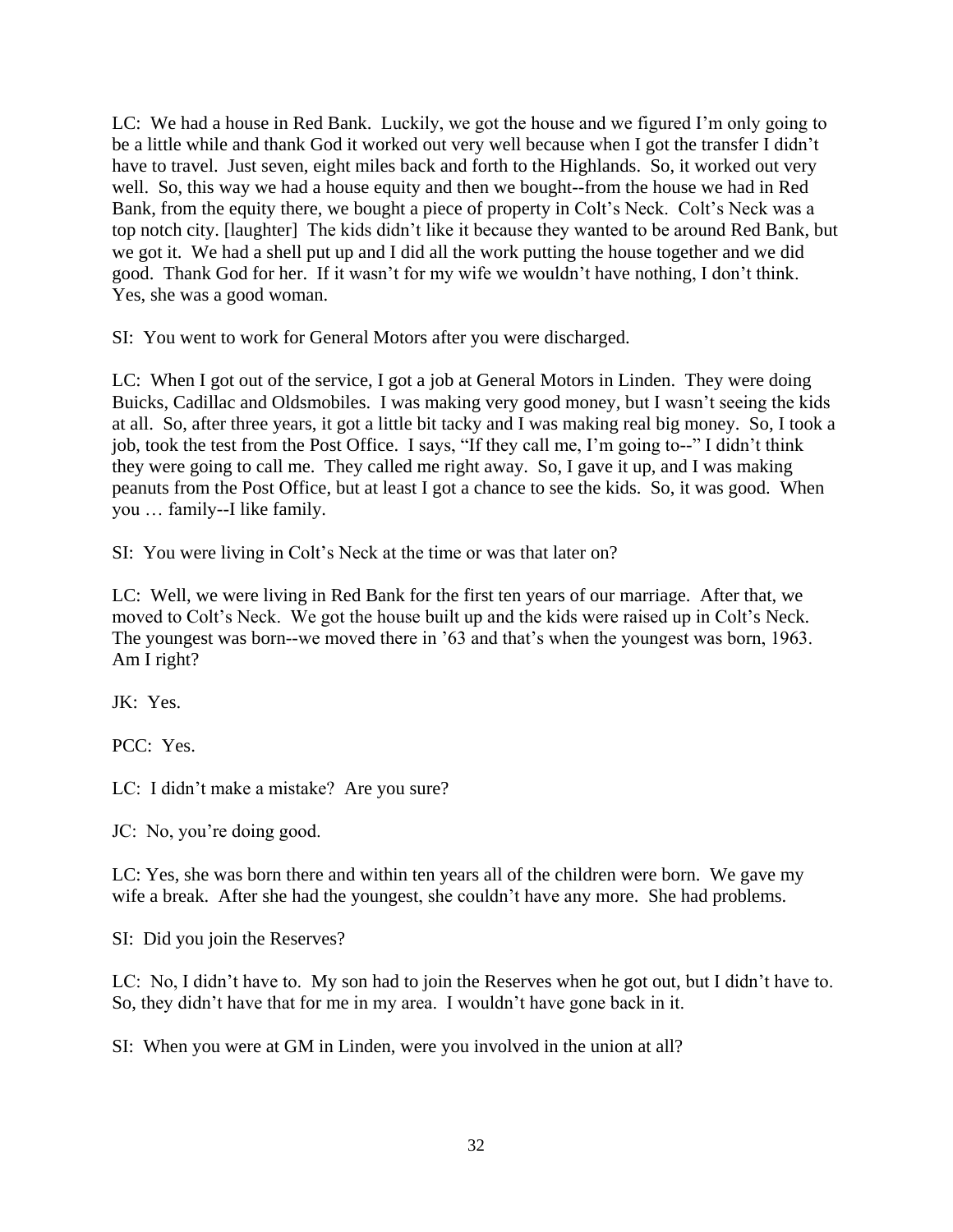LC: We had a house in Red Bank. Luckily, we got the house and we figured I'm only going to be a little while and thank God it worked out very well because when I got the transfer I didn't have to travel. Just seven, eight miles back and forth to the Highlands. So, it worked out very well. So, this way we had a house equity and then we bought--from the house we had in Red Bank, from the equity there, we bought a piece of property in Colt's Neck. Colt's Neck was a top notch city. [laughter] The kids didn't like it because they wanted to be around Red Bank, but we got it. We had a shell put up and I did all the work putting the house together and we did good. Thank God for her. If it wasn't for my wife we wouldn't have nothing, I don't think. Yes, she was a good woman.

SI: You went to work for General Motors after you were discharged.

LC: When I got out of the service, I got a job at General Motors in Linden. They were doing Buicks, Cadillac and Oldsmobiles. I was making very good money, but I wasn't seeing the kids at all. So, after three years, it got a little bit tacky and I was making real big money. So, I took a job, took the test from the Post Office. I says, "If they call me, I'm going to--" I didn't think they were going to call me. They called me right away. So, I gave it up, and I was making peanuts from the Post Office, but at least I got a chance to see the kids. So, it was good. When you … family--I like family.

SI: You were living in Colt's Neck at the time or was that later on?

LC: Well, we were living in Red Bank for the first ten years of our marriage. After that, we moved to Colt's Neck. We got the house built up and the kids were raised up in Colt's Neck. The youngest was born--we moved there in '63 and that's when the youngest was born, 1963. Am I right?

JK: Yes.

PCC: Yes.

LC: I didn't make a mistake? Are you sure?

JC: No, you're doing good.

LC: Yes, she was born there and within ten years all of the children were born. We gave my wife a break. After she had the youngest, she couldn't have any more. She had problems.

SI: Did you join the Reserves?

LC: No, I didn't have to. My son had to join the Reserves when he got out, but I didn't have to. So, they didn't have that for me in my area. I wouldn't have gone back in it.

SI: When you were at GM in Linden, were you involved in the union at all?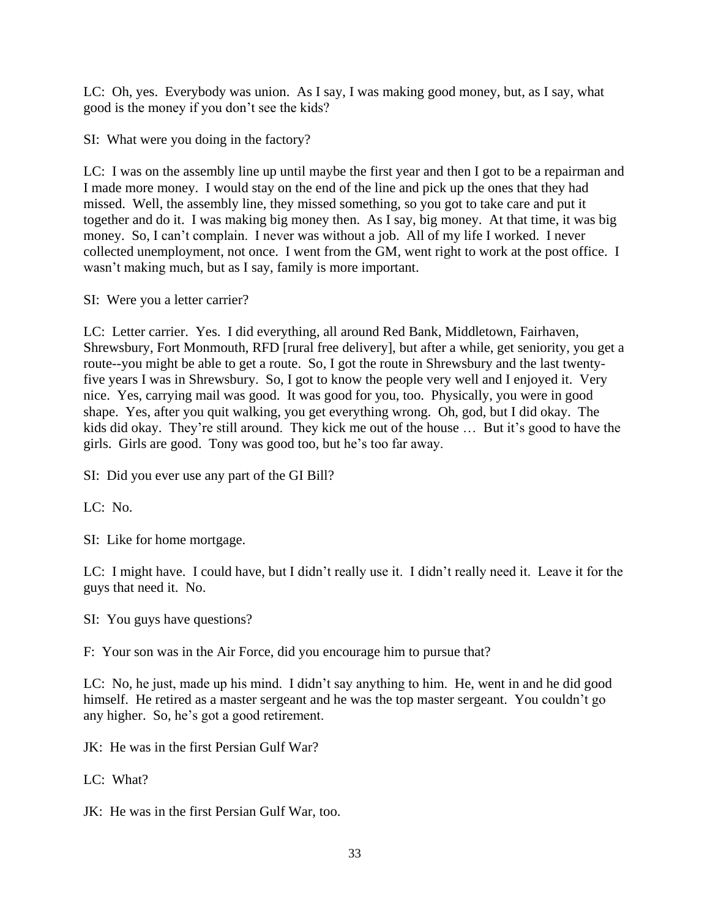LC: Oh, yes. Everybody was union. As I say, I was making good money, but, as I say, what good is the money if you don't see the kids?

SI: What were you doing in the factory?

LC: I was on the assembly line up until maybe the first year and then I got to be a repairman and I made more money. I would stay on the end of the line and pick up the ones that they had missed. Well, the assembly line, they missed something, so you got to take care and put it together and do it. I was making big money then. As I say, big money. At that time, it was big money. So, I can't complain. I never was without a job. All of my life I worked. I never collected unemployment, not once. I went from the GM, went right to work at the post office. I wasn't making much, but as I say, family is more important.

SI: Were you a letter carrier?

LC: Letter carrier. Yes. I did everything, all around Red Bank, Middletown, Fairhaven, Shrewsbury, Fort Monmouth, RFD [rural free delivery], but after a while, get seniority, you get a route--you might be able to get a route. So, I got the route in Shrewsbury and the last twenty-five years I was in Shrewsbury. So, I got to know the people very well and I enjoyed it. Very nice. Yes, carrying mail was good. It was good for you, too. Physically, you were in good shape. Yes, after you quit walking, you get everything wrong. Oh, god, but I did okay. The kids did okay. They're still around. They kick me out of the house … But it's good to have the girls. Girls are good. Tony was good too, but he's too far away.

SI: Did you ever use any part of the GI Bill?

LC: No.

SI: Like for home mortgage.

LC: I might have. I could have, but I didn't really use it. I didn't really need it. Leave it for the guys that need it. No.

SI: You guys have questions?

F: Your son was in the Air Force, did you encourage him to pursue that?

LC: No, he just, made up his mind. I didn't say anything to him. He, went in and he did good himself. He retired as a master sergeant and he was the top master sergeant. You couldn't go any higher. So, he's got a good retirement.

JK: He was in the first Persian Gulf War?

LC: What?

JK: He was in the first Persian Gulf War, too.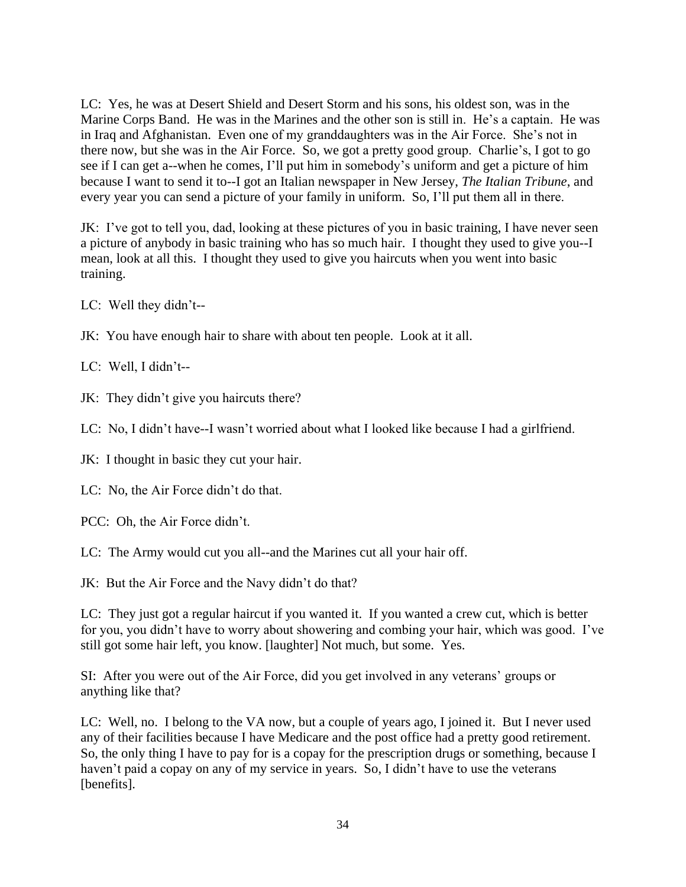LC: Yes, he was at Desert Shield and Desert Storm and his sons, his oldest son, was in the Marine Corps Band. He was in the Marines and the other son is still in. He's a captain. He was in Iraq and Afghanistan. Even one of my granddaughters was in the Air Force. She's not in there now, but she was in the Air Force. So, we got a pretty good group. Charlie's, I got to go see if I can get a--when he comes, I'll put him in somebody's uniform and get a picture of him because I want to send it to--I got an Italian newspaper in New Jersey, *The Italian Tribune*, and every year you can send a picture of your family in uniform. So, I'll put them all in there.

JK: I've got to tell you, dad, looking at these pictures of you in basic training, I have never seen a picture of anybody in basic training who has so much hair. I thought they used to give you--I mean, look at all this. I thought they used to give you haircuts when you went into basic training.

LC: Well they didn't--

JK: You have enough hair to share with about ten people. Look at it all.

LC: Well, I didn't--

JK: They didn't give you haircuts there?

LC: No, I didn't have--I wasn't worried about what I looked like because I had a girlfriend.

JK: I thought in basic they cut your hair.

LC: No, the Air Force didn't do that.

PCC: Oh, the Air Force didn't.

LC: The Army would cut you all--and the Marines cut all your hair off.

JK: But the Air Force and the Navy didn't do that?

LC: They just got a regular haircut if you wanted it. If you wanted a crew cut, which is better for you, you didn't have to worry about showering and combing your hair, which was good. I've still got some hair left, you know. [laughter] Not much, but some. Yes.

SI: After you were out of the Air Force, did you get involved in any veterans' groups or anything like that?

LC: Well, no. I belong to the VA now, but a couple of years ago, I joined it. But I never used any of their facilities because I have Medicare and the post office had a pretty good retirement. So, the only thing I have to pay for is a copay for the prescription drugs or something, because I haven't paid a copay on any of my service in years. So, I didn't have to use the veterans [benefits].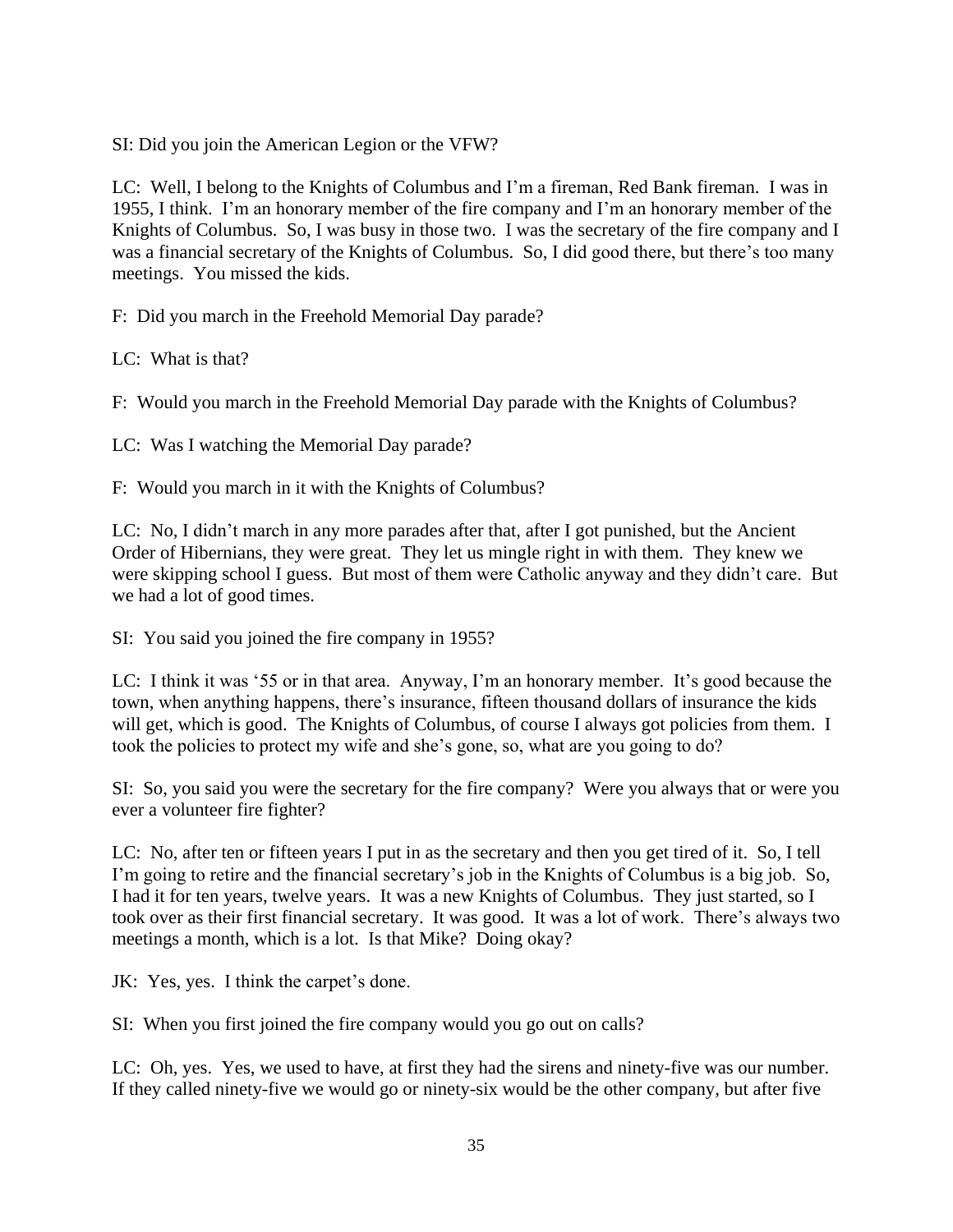SI: Did you join the American Legion or the VFW?

LC: Well, I belong to the Knights of Columbus and I'm a fireman, Red Bank fireman. I was in 1955, I think. I'm an honorary member of the fire company and I'm an honorary member of the Knights of Columbus. So, I was busy in those two. I was the secretary of the fire company and I was a financial secretary of the Knights of Columbus. So, I did good there, but there's too many meetings. You missed the kids.

F: Did you march in the Freehold Memorial Day parade?

LC: What is that?

F: Would you march in the Freehold Memorial Day parade with the Knights of Columbus?

LC: Was I watching the Memorial Day parade?

F: Would you march in it with the Knights of Columbus?

LC: No, I didn't march in any more parades after that, after I got punished, but the Ancient Order of Hibernians, they were great. They let us mingle right in with them. They knew we were skipping school I guess. But most of them were Catholic anyway and they didn't care. But we had a lot of good times.

SI: You said you joined the fire company in 1955?

LC: I think it was '55 or in that area. Anyway, I'm an honorary member. It's good because the town, when anything happens, there's insurance, fifteen thousand dollars of insurance the kids will get, which is good. The Knights of Columbus, of course I always got policies from them. I took the policies to protect my wife and she's gone, so, what are you going to do?

SI: So, you said you were the secretary for the fire company? Were you always that or were you ever a volunteer fire fighter?

LC: No, after ten or fifteen years I put in as the secretary and then you get tired of it. So, I tell I'm going to retire and the financial secretary's job in the Knights of Columbus is a big job. So, I had it for ten years, twelve years. It was a new Knights of Columbus. They just started, so I took over as their first financial secretary. It was good. It was a lot of work. There's always two meetings a month, which is a lot. Is that Mike? Doing okay?

JK: Yes, yes. I think the carpet's done.

SI: When you first joined the fire company would you go out on calls?

LC: Oh, yes. Yes, we used to have, at first they had the sirens and ninety-five was our number. If they called ninety-five we would go or ninety-six would be the other company, but after five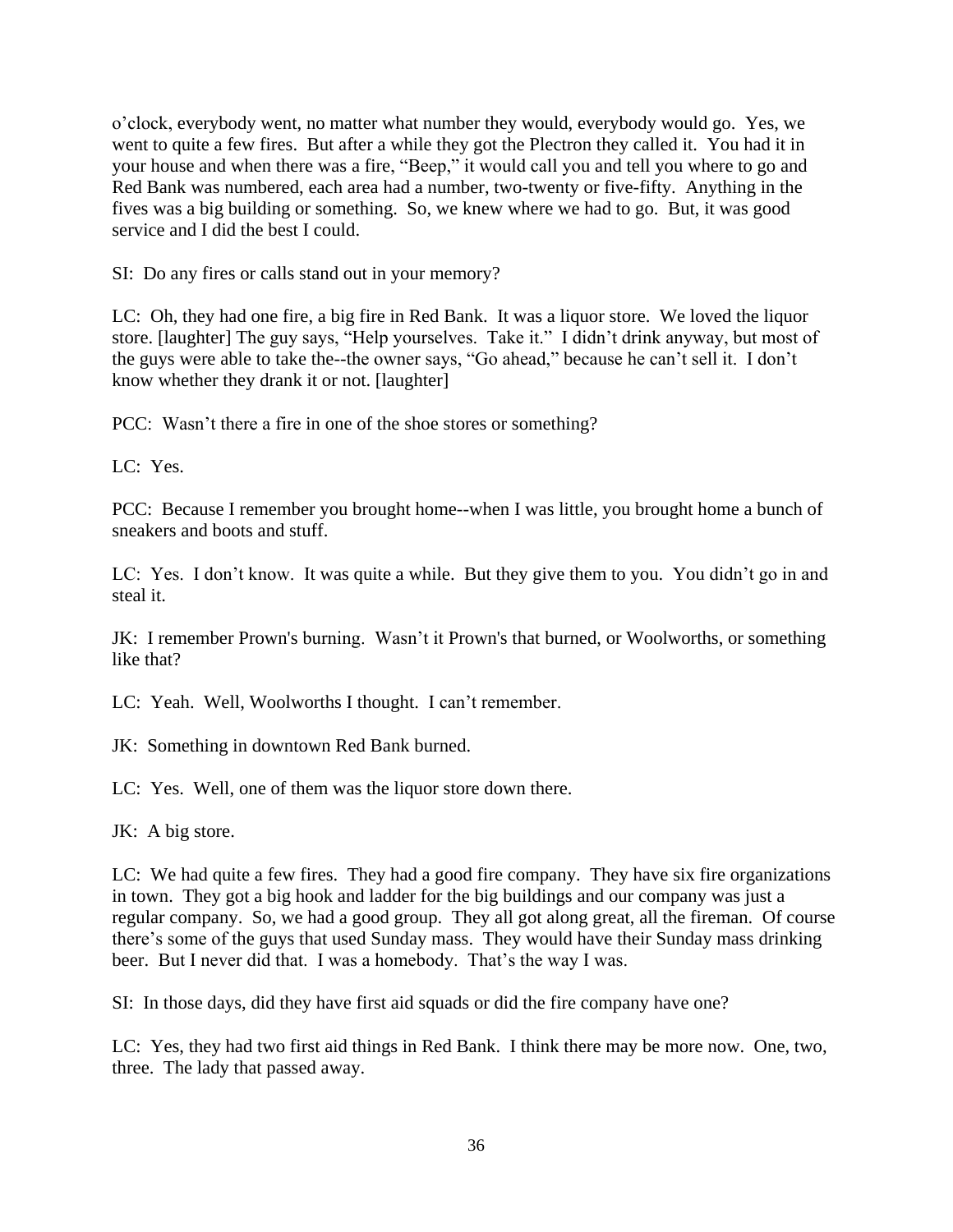o'clock, everybody went, no matter what number they would, everybody would go. Yes, we went to quite a few fires. But after a while they got the Plectron they called it. You had it in your house and when there was a fire, "Beep," it would call you and tell you where to go and Red Bank was numbered, each area had a number, two-twenty or five-fifty. Anything in the fives was a big building or something. So, we knew where we had to go. But, it was good service and I did the best I could.

SI: Do any fires or calls stand out in your memory?

LC: Oh, they had one fire, a big fire in Red Bank. It was a liquor store. We loved the liquor store. [laughter] The guy says, "Help yourselves. Take it." I didn't drink anyway, but most of the guys were able to take the--the owner says, "Go ahead," because he can't sell it. I don't know whether they drank it or not. [laughter]

PCC: Wasn't there a fire in one of the shoe stores or something?

LC: Yes.

PCC: Because I remember you brought home--when I was little, you brought home a bunch of sneakers and boots and stuff.

LC: Yes. I don't know. It was quite a while. But they give them to you. You didn't go in and steal it.

JK: I remember Prown's burning. Wasn't it Prown's that burned, or Woolworths, or something like that?

LC: Yeah. Well, Woolworths I thought. I can't remember.

JK: Something in downtown Red Bank burned.

LC: Yes. Well, one of them was the liquor store down there.

JK: A big store.

LC: We had quite a few fires. They had a good fire company. They have six fire organizations in town. They got a big hook and ladder for the big buildings and our company was just a regular company. So, we had a good group. They all got along great, all the fireman. Of course there's some of the guys that used Sunday mass. They would have their Sunday mass drinking beer. But I never did that. I was a homebody. That's the way I was.

SI: In those days, did they have first aid squads or did the fire company have one?

LC: Yes, they had two first aid things in Red Bank. I think there may be more now. One, two, three. The lady that passed away.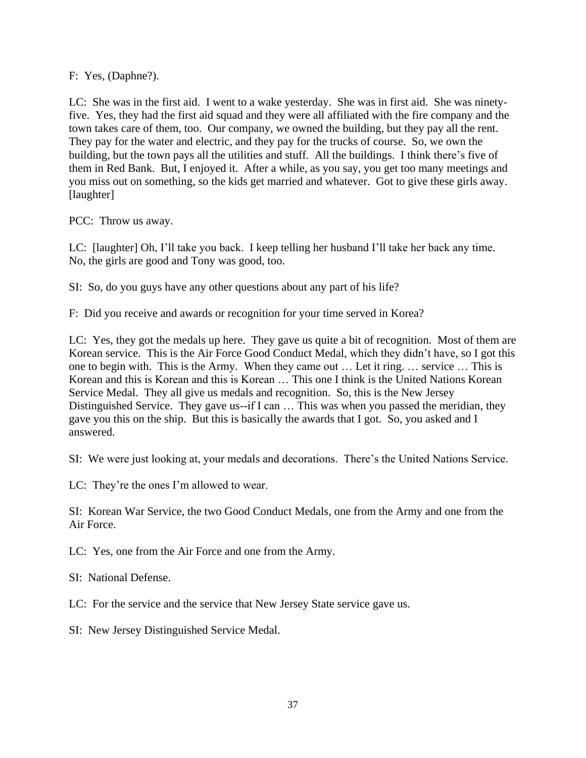F: Yes, (Daphne?).

LC: She was in the first aid. I went to a wake yesterday. She was in first aid. She was ninety-five. Yes, they had the first aid squad and they were all affiliated with the fire company and the town takes care of them, too. Our company, we owned the building, but they pay all the rent. They pay for the water and electric, and they pay for the trucks of course. So, we own the building, but the town pays all the utilities and stuff. All the buildings. I think there's five of them in Red Bank. But, I enjoyed it. After a while, as you say, you get too many meetings and you miss out on something, so the kids get married and whatever. Got to give these girls away. [laughter]

PCC: Throw us away.

LC: [laughter] Oh, I'll take you back. I keep telling her husband I'll take her back any time. No, the girls are good and Tony was good, too.

SI: So, do you guys have any other questions about any part of his life?

F: Did you receive and awards or recognition for your time served in Korea?

LC: Yes, they got the medals up here. They gave us quite a bit of recognition. Most of them are Korean service. This is the Air Force Good Conduct Medal, which they didn't have, so I got this one to begin with. This is the Army. When they came out … Let it ring. … service … This is Korean and this is Korean and this is Korean … This one I think is the United Nations Korean Service Medal. They all give us medals and recognition. So, this is the New Jersey Distinguished Service. They gave us--if I can … This was when you passed the meridian, they gave you this on the ship. But this is basically the awards that I got. So, you asked and I answered.

SI: We were just looking at, your medals and decorations. There's the United Nations Service.

LC: They're the ones I'm allowed to wear.

SI: Korean War Service, the two Good Conduct Medals, one from the Army and one from the Air Force.

LC: Yes, one from the Air Force and one from the Army.

SI: National Defense.

LC: For the service and the service that New Jersey State service gave us.

SI: New Jersey Distinguished Service Medal.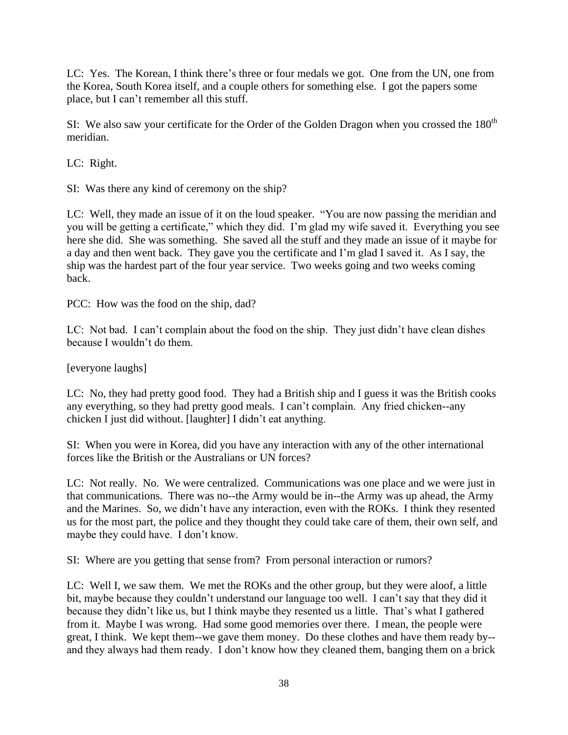LC: Yes. The Korean, I think there's three or four medals we got. One from the UN, one from the Korea, South Korea itself, and a couple others for something else. I got the papers some place, but I can't remember all this stuff.

SI: We also saw your certificate for the Order of the Golden Dragon when you crossed the 180th meridian.

LC: Right.

SI: Was there any kind of ceremony on the ship?

LC: Well, they made an issue of it on the loud speaker. "You are now passing the meridian and you will be getting a certificate," which they did. I'm glad my wife saved it. Everything you see here she did. She was something. She saved all the stuff and they made an issue of it maybe for a day and then went back. They gave you the certificate and I'm glad I saved it. As I say, the ship was the hardest part of the four year service. Two weeks going and two weeks coming back.

PCC: How was the food on the ship, dad?

LC: Not bad. I can't complain about the food on the ship. They just didn't have clean dishes because I wouldn't do them.

[everyone laughs]

LC: No, they had pretty good food. They had a British ship and I guess it was the British cooks any everything, so they had pretty good meals. I can't complain. Any fried chicken--any chicken I just did without. [laughter] I didn't eat anything.

SI: When you were in Korea, did you have any interaction with any of the other international forces like the British or the Australians or UN forces?

LC: Not really. No. We were centralized. Communications was one place and we were just in that communications. There was no--the Army would be in--the Army was up ahead, the Army and the Marines. So, we didn't have any interaction, even with the ROKs. I think they resented us for the most part, the police and they thought they could take care of them, their own self, and maybe they could have. I don't know.

SI: Where are you getting that sense from? From personal interaction or rumors?

LC: Well I, we saw them. We met the ROKs and the other group, but they were aloof, a little bit, maybe because they couldn't understand our language too well. I can't say that they did it because they didn't like us, but I think maybe they resented us a little. That's what I gathered from it. Maybe I was wrong. Had some good memories over there. I mean, the people were great, I think. We kept them--we gave them money. Do these clothes and have them ready by--and they always had them ready. I don't know how they cleaned them, banging them on a brick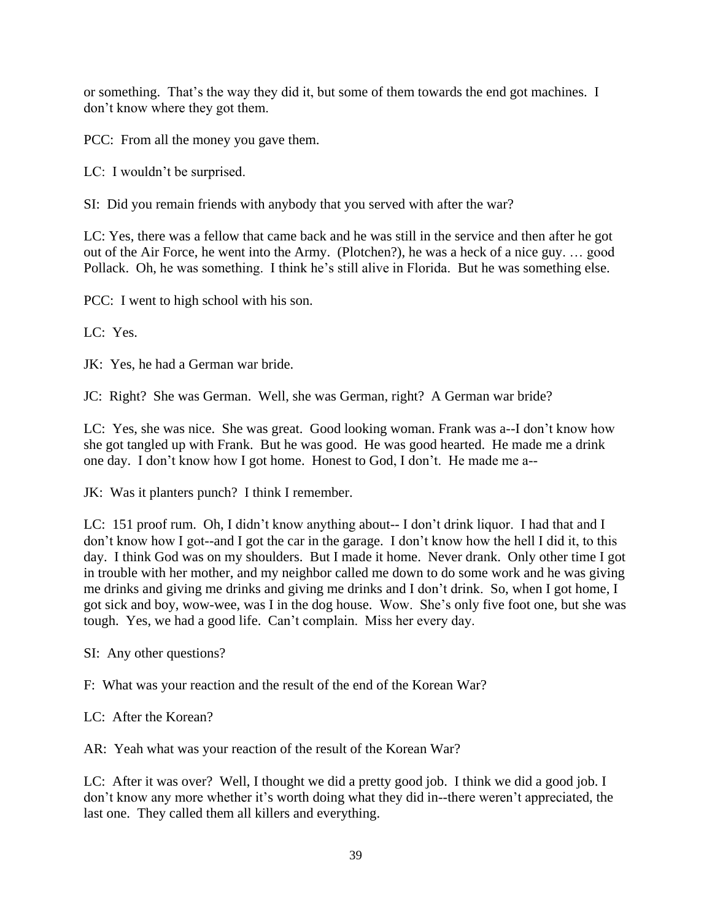or something. That's the way they did it, but some of them towards the end got machines. I don't know where they got them.

PCC: From all the money you gave them.

LC: I wouldn't be surprised.

SI: Did you remain friends with anybody that you served with after the war?

LC: Yes, there was a fellow that came back and he was still in the service and then after he got out of the Air Force, he went into the Army. (Plotchen?), he was a heck of a nice guy. … good Pollack. Oh, he was something. I think he's still alive in Florida. But he was something else.

PCC: I went to high school with his son.

LC: Yes.

JK: Yes, he had a German war bride.

JC: Right? She was German. Well, she was German, right? A German war bride?

LC: Yes, she was nice. She was great. Good looking woman. Frank was a--I don't know how she got tangled up with Frank. But he was good. He was good hearted. He made me a drink one day. I don't know how I got home. Honest to God, I don't. He made me a--

JK: Was it planters punch? I think I remember.

LC: 151 proof rum. Oh, I didn't know anything about-- I don't drink liquor. I had that and I don't know how I got--and I got the car in the garage. I don't know how the hell I did it, to this day. I think God was on my shoulders. But I made it home. Never drank. Only other time I got in trouble with her mother, and my neighbor called me down to do some work and he was giving me drinks and giving me drinks and giving me drinks and I don't drink. So, when I got home, I got sick and boy, wow-wee, was I in the dog house. Wow. She's only five foot one, but she was tough. Yes, we had a good life. Can't complain. Miss her every day.

SI: Any other questions?

F: What was your reaction and the result of the end of the Korean War?

LC: After the Korean?

AR: Yeah what was your reaction of the result of the Korean War?

LC: After it was over? Well, I thought we did a pretty good job. I think we did a good job. I don't know any more whether it's worth doing what they did in--there weren't appreciated, the last one. They called them all killers and everything.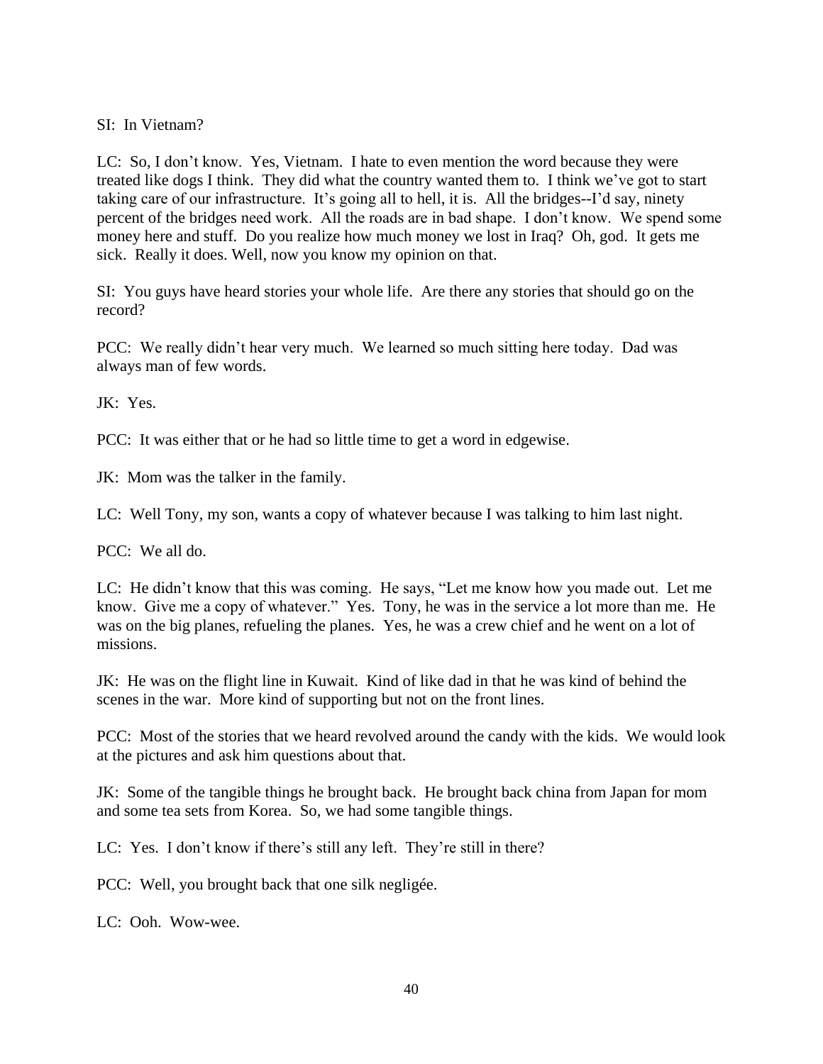SI: In Vietnam?

LC: So, I don't know. Yes, Vietnam. I hate to even mention the word because they were treated like dogs I think. They did what the country wanted them to. I think we've got to start taking care of our infrastructure. It's going all to hell, it is. All the bridges--I'd say, ninety percent of the bridges need work. All the roads are in bad shape. I don't know. We spend some money here and stuff. Do you realize how much money we lost in Iraq? Oh, god. It gets me sick. Really it does. Well, now you know my opinion on that.

SI: You guys have heard stories your whole life. Are there any stories that should go on the record?

PCC: We really didn't hear very much. We learned so much sitting here today. Dad was always man of few words.

JK: Yes.

PCC: It was either that or he had so little time to get a word in edgewise.

JK: Mom was the talker in the family.

LC: Well Tony, my son, wants a copy of whatever because I was talking to him last night.

PCC: We all do.

LC: He didn't know that this was coming. He says, "Let me know how you made out. Let me know. Give me a copy of whatever." Yes. Tony, he was in the service a lot more than me. He was on the big planes, refueling the planes. Yes, he was a crew chief and he went on a lot of missions.

JK: He was on the flight line in Kuwait. Kind of like dad in that he was kind of behind the scenes in the war. More kind of supporting but not on the front lines.

PCC: Most of the stories that we heard revolved around the candy with the kids. We would look at the pictures and ask him questions about that.

JK: Some of the tangible things he brought back. He brought back china from Japan for mom and some tea sets from Korea. So, we had some tangible things.

LC: Yes. I don't know if there's still any left. They're still in there?

PCC: Well, you brought back that one silk negligée.

LC: Ooh. Wow-wee.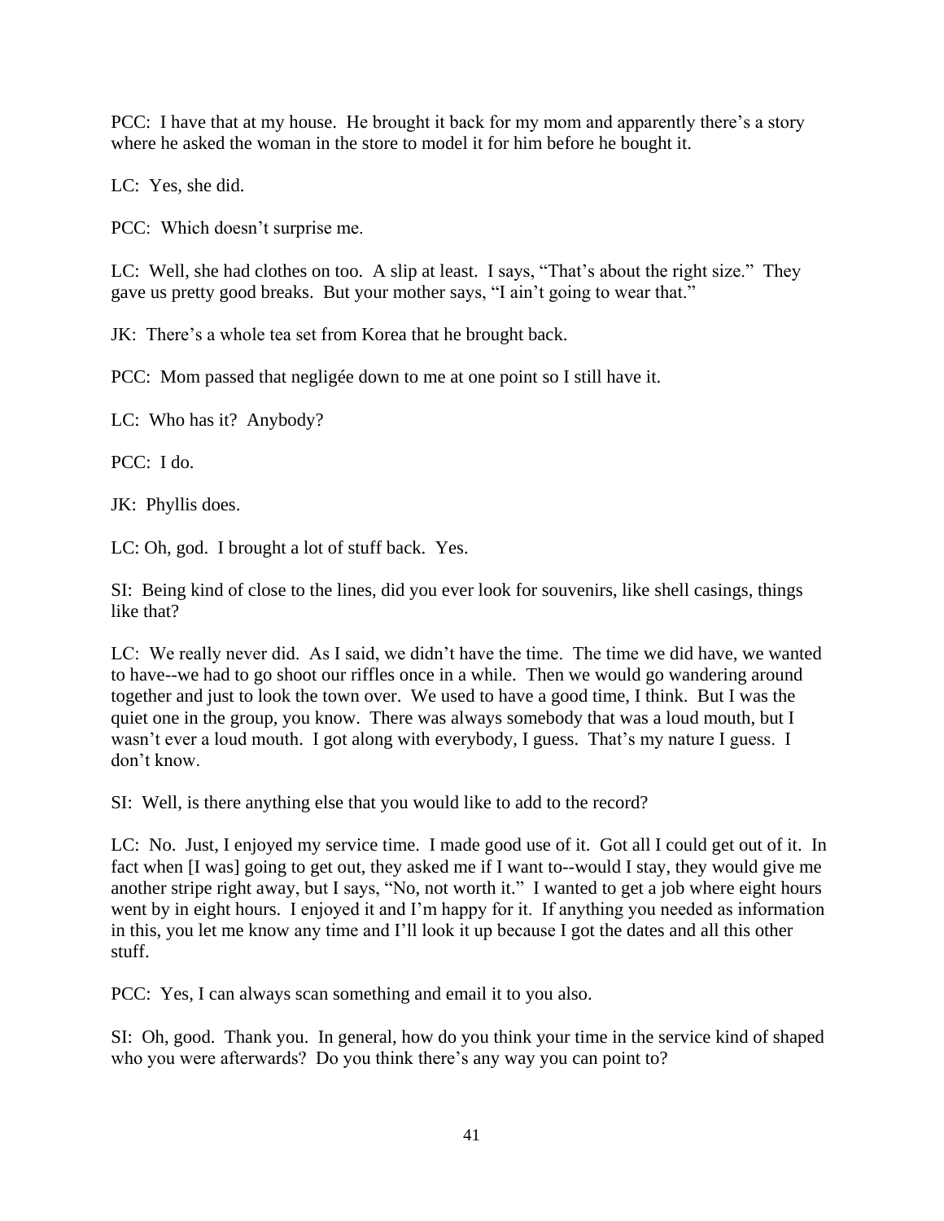PCC: I have that at my house. He brought it back for my mom and apparently there's a story where he asked the woman in the store to model it for him before he bought it.

LC: Yes, she did.

PCC: Which doesn't surprise me.

LC: Well, she had clothes on too. A slip at least. I says, "That's about the right size." They gave us pretty good breaks. But your mother says, "I ain't going to wear that."

JK: There's a whole tea set from Korea that he brought back.

PCC: Mom passed that negligée down to me at one point so I still have it.

LC: Who has it? Anybody?

PCC: I do.

JK: Phyllis does.

LC: Oh, god. I brought a lot of stuff back. Yes.

SI: Being kind of close to the lines, did you ever look for souvenirs, like shell casings, things like that?

LC: We really never did. As I said, we didn't have the time. The time we did have, we wanted to have--we had to go shoot our riffles once in a while. Then we would go wandering around together and just to look the town over. We used to have a good time, I think. But I was the quiet one in the group, you know. There was always somebody that was a loud mouth, but I wasn't ever a loud mouth. I got along with everybody, I guess. That's my nature I guess. I don't know.

SI: Well, is there anything else that you would like to add to the record?

LC: No. Just, I enjoyed my service time. I made good use of it. Got all I could get out of it. In fact when [I was] going to get out, they asked me if I want to--would I stay, they would give me another stripe right away, but I says, "No, not worth it." I wanted to get a job where eight hours went by in eight hours. I enjoyed it and I'm happy for it. If anything you needed as information in this, you let me know any time and I'll look it up because I got the dates and all this other stuff.

PCC: Yes, I can always scan something and email it to you also.

SI: Oh, good. Thank you. In general, how do you think your time in the service kind of shaped who you were afterwards? Do you think there's any way you can point to?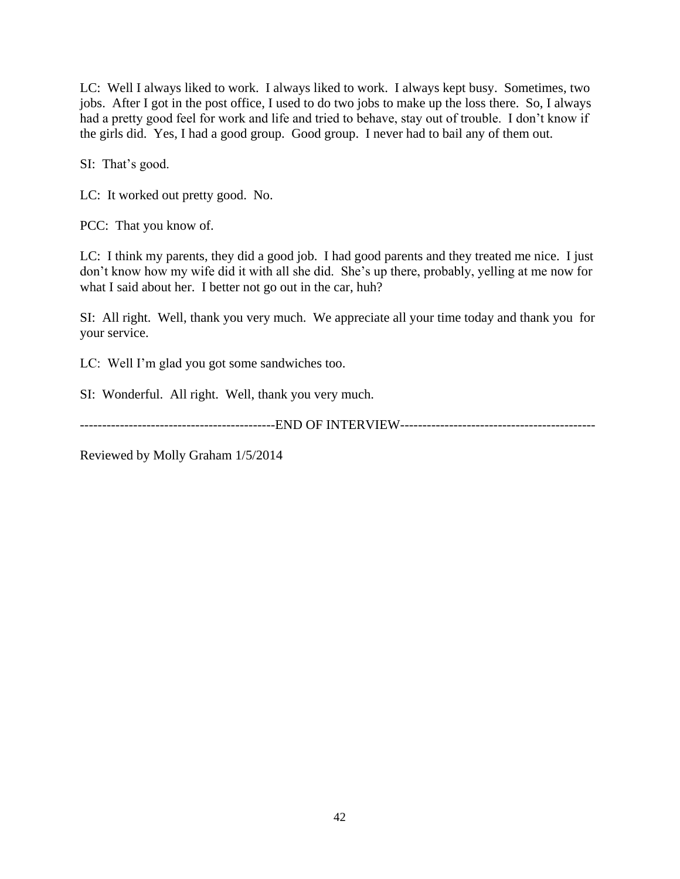LC: Well I always liked to work. I always liked to work. I always kept busy. Sometimes, two jobs. After I got in the post office, I used to do two jobs to make up the loss there. So, I always had a pretty good feel for work and life and tried to behave, stay out of trouble. I don't know if the girls did. Yes, I had a good group. Good group. I never had to bail any of them out.

SI: That's good.

LC: It worked out pretty good. No.

PCC: That you know of.

LC: I think my parents, they did a good job. I had good parents and they treated me nice. I just don't know how my wife did it with all she did. She's up there, probably, yelling at me now for what I said about her. I better not go out in the car, huh?

SI: All right. Well, thank you very much. We appreciate all your time today and thank you for your service.

LC: Well I'm glad you got some sandwiches too.

SI: Wonderful. All right. Well, thank you very much.

-------------------------------------------END OF INTERVIEW-------------------------------------------

Reviewed by Molly Graham 1/5/2014